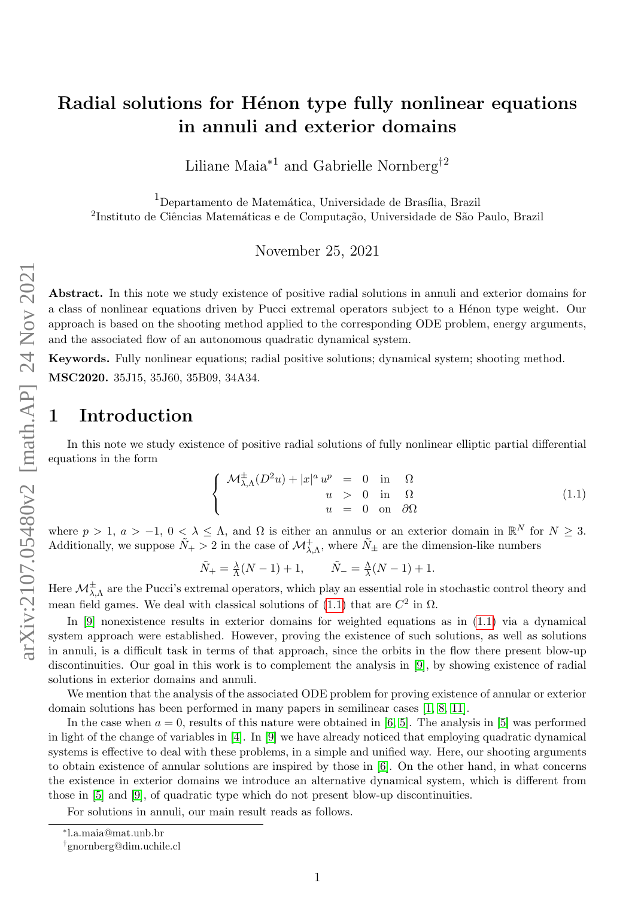# Radial solutions for Hénon type fully nonlinear equations in annuli and exterior domains

Liliane Maia[*1] and Gabrielle Nornberg[†2]

[1]Departamento de Matemática, Universidade de Brasília, Brazil

[2]Instituto de Ciências Matemáticas e de Computação, Universidade de São Paulo, Brazil

November 25, 2021

**Abstract.** In this note we study existence of positive radial solutions in annuli and exterior domains for a class of nonlinear equations driven by Pucci extremal operators subject to a Hénon type weight. Our approach is based on the shooting method applied to the corresponding ODE problem, energy arguments, and the associated flow of an autonomous quadratic dynamical system.

**Keywords.** Fully nonlinear equations; radial positive solutions; dynamical system; shooting method.

**MSC2020.** 35J15, 35J60, 35B09, 34A34.

## 1 Introduction

In this note we study existence of positive radial solutions of fully nonlinear elliptic partial differential equations in the form

$$
\begin{cases} \mathcal{M}^{\pm}_{\lambda,\Lambda}(D^2u) + |x|^a\, u^p &= 0 \quad \text{in} \quad \Omega \\ \qquad\qquad\qquad\qquad u &> 0 \quad \text{in} \quad \Omega \\ \qquad\qquad\qquad\qquad u &= 0 \quad \text{on} \quad \partial\Omega \end{cases} \tag{1.1}
$$

where $p > 1$, $a > -1$, $0 < \lambda \le \Lambda$, and $\Omega$ is either an annulus or an exterior domain in $\mathbb{R}^N$ for $N \ge 3$. Additionally, we suppose $\tilde{N}_+ > 2$ in the case of $\mathcal{M}^{+}_{\lambda,\Lambda}$, where $\tilde{N}_\pm$ are the dimension-like numbers

$$
\tilde{N}_+ = \tfrac{\lambda}{\Lambda}(N-1) + 1, \qquad \tilde{N}_- = \tfrac{\Lambda}{\lambda}(N-1) + 1.
$$

Here $\mathcal{M}^{\pm}_{\lambda,\Lambda}$ are the Pucci's extremal operators, which play an essential role in stochastic control theory and mean field games. We deal with classical solutions of (1.1) that are $C^2$ in $\Omega$.

In [9] nonexistence results in exterior domains for weighted equations as in (1.1) via a dynamical system approach were established. However, proving the existence of such solutions, as well as solutions in annuli, is a difficult task in terms of that approach, since the orbits in the flow there present blow-up discontinuities. Our goal in this work is to complement the analysis in [9], by showing existence of radial solutions in exterior domains and annuli.

We mention that the analysis of the associated ODE problem for proving existence of annular or exterior domain solutions has been performed in many papers in semilinear cases [1, 8, 11].

In the case when $a = 0$, results of this nature were obtained in [6, 5]. The analysis in [5] was performed in light of the change of variables in [4]. In [9] we have already noticed that employing quadratic dynamical systems is effective to deal with these problems, in a simple and unified way. Here, our shooting arguments to obtain existence of annular solutions are inspired by those in [6]. On the other hand, in what concerns the existence in exterior domains we introduce an alternative dynamical system, which is different from those in [5] and [9], of quadratic type which do not present blow-up discontinuities.

For solutions in annuli, our main result reads as follows.

---

*l.a.maia@mat.unb.br

†gnornberg@dim.uchile.cl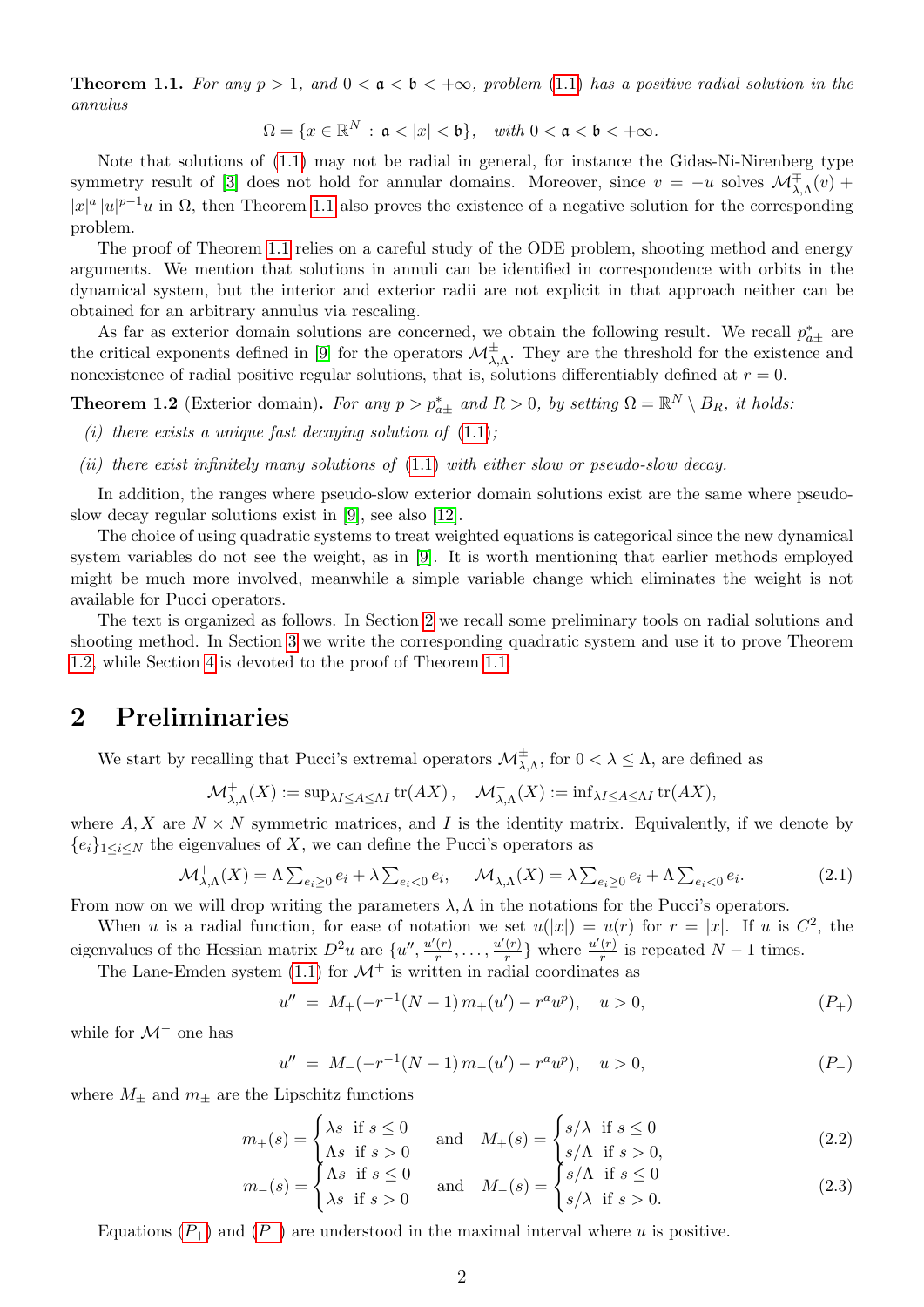**Theorem 1.1.** *For any $p > 1$, and $0 < \mathfrak{a} < \mathfrak{b} < +\infty$, problem (1.1) has a positive radial solution in the annulus*

$$\Omega = \{x \in \mathbb{R}^N \,:\, \mathfrak{a} < |x| < \mathfrak{b}\}, \quad \textit{with } 0 < \mathfrak{a} < \mathfrak{b} < +\infty.$$

Note that solutions of (1.1) may not be radial in general, for instance the Gidas-Ni-Nirenberg type symmetry result of [3] does not hold for annular domains. Moreover, since $v = -u$ solves $\mathcal{M}^{\mp}_{\lambda,\Lambda}(v) + |x|^a |u|^{p-1}u$ in $\Omega$, then Theorem 1.1 also proves the existence of a negative solution for the corresponding problem.

The proof of Theorem 1.1 relies on a careful study of the ODE problem, shooting method and energy arguments. We mention that solutions in annuli can be identified in correspondence with orbits in the dynamical system, but the interior and exterior radii are not explicit in that approach neither can be obtained for an arbitrary annulus via rescaling.

As far as exterior domain solutions are concerned, we obtain the following result. We recall $p^*_{a\pm}$ are the critical exponents defined in [9] for the operators $\mathcal{M}^{\pm}_{\lambda,\Lambda}$. They are the threshold for the existence and nonexistence of radial positive regular solutions, that is, solutions differentiably defined at $r = 0$.

**Theorem 1.2** (Exterior domain)**.** *For any $p > p^*_{a\pm}$ and $R > 0$, by setting $\Omega = \mathbb{R}^N \setminus B_R$, it holds:*

*(i) there exists a unique fast decaying solution of (1.1);*

*(ii) there exist infinitely many solutions of (1.1) with either slow or pseudo-slow decay.*

In addition, the ranges where pseudo-slow exterior domain solutions exist are the same where pseudo-slow decay regular solutions exist in [9], see also [12].

The choice of using quadratic systems to treat weighted equations is categorical since the new dynamical system variables do not see the weight, as in [9]. It is worth mentioning that earlier methods employed might be much more involved, meanwhile a simple variable change which eliminates the weight is not available for Pucci operators.

The text is organized as follows. In Section 2 we recall some preliminary tools on radial solutions and shooting method. In Section 3 we write the corresponding quadratic system and use it to prove Theorem 1.2, while Section 4 is devoted to the proof of Theorem 1.1.

## 2 Preliminaries

We start by recalling that Pucci's extremal operators $\mathcal{M}^{\pm}_{\lambda,\Lambda}$, for $0 < \lambda \leq \Lambda$, are defined as

$$\mathcal{M}^{+}_{\lambda,\Lambda}(X) := \sup_{\lambda I \leq A \leq \Lambda I} \operatorname{tr}(AX), \quad \mathcal{M}^{-}_{\lambda,\Lambda}(X) := \inf_{\lambda I \leq A \leq \Lambda I} \operatorname{tr}(AX),$$

where $A, X$ are $N \times N$ symmetric matrices, and $I$ is the identity matrix. Equivalently, if we denote by $\{e_i\}_{1 \leq i \leq N}$ the eigenvalues of $X$, we can define the Pucci's operators as

$$\mathcal{M}^{+}_{\lambda,\Lambda}(X) = \Lambda \textstyle\sum_{e_i \geq 0} e_i + \lambda \sum_{e_i < 0} e_i, \quad \mathcal{M}^{-}_{\lambda,\Lambda}(X) = \lambda \sum_{e_i \geq 0} e_i + \Lambda \sum_{e_i < 0} e_i. \tag{2.1}$$

From now on we will drop writing the parameters $\lambda, \Lambda$ in the notations for the Pucci's operators.

When $u$ is a radial function, for ease of notation we set $u(|x|) = u(r)$ for $r = |x|$. If $u$ is $C^2$, the eigenvalues of the Hessian matrix $D^2u$ are $\{u'', \frac{u'(r)}{r}, \ldots, \frac{u'(r)}{r}\}$ where $\frac{u'(r)}{r}$ is repeated $N-1$ times.

The Lane-Emden system (1.1) for $\mathcal{M}^+$ is written in radial coordinates as

$$u'' \;=\; M_+(-r^{-1}(N-1)\, m_+(u') - r^a u^p), \quad u > 0, \tag{$P_+$}$$

while for $\mathcal{M}^-$ one has

$$u'' \;=\; M_-(-r^{-1}(N-1)\, m_-(u') - r^a u^p), \quad u > 0, \tag{$P_-$}$$

where $M_\pm$ and $m_\pm$ are the Lipschitz functions

$$m_+(s) = \begin{cases} \lambda s & \text{if } s \leq 0 \\ \Lambda s & \text{if } s > 0 \end{cases} \quad \text{and} \quad M_+(s) = \begin{cases} s/\lambda & \text{if } s \leq 0 \\ s/\Lambda & \text{if } s > 0, \end{cases} \tag{2.2}$$

$$m_-(s) = \begin{cases} \Lambda s & \text{if } s \leq 0 \\ \lambda s & \text{if } s > 0 \end{cases} \quad \text{and} \quad M_-(s) = \begin{cases} s/\Lambda & \text{if } s \leq 0 \\ s/\lambda & \text{if } s > 0. \end{cases} \tag{2.3}$$

Equations ($P_+$) and ($P_-$) are understood in the maximal interval where $u$ is positive.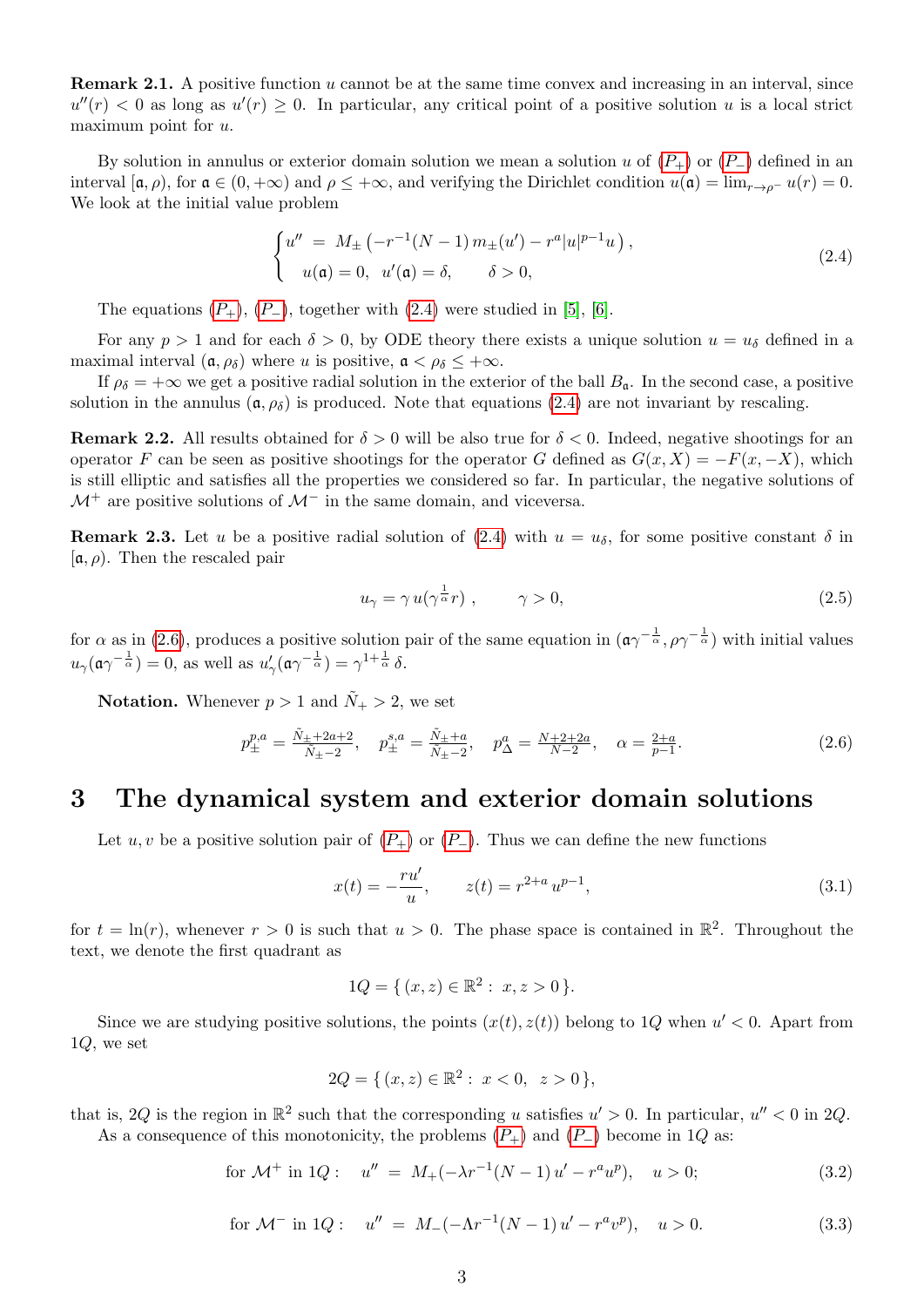**Remark 2.1.** A positive function $u$ cannot be at the same time convex and increasing in an interval, since $u''(r) < 0$ as long as $u'(r) \geq 0$. In particular, any critical point of a positive solution $u$ is a local strict maximum point for $u$.

By solution in annulus or exterior domain solution we mean a solution $u$ of ($P_+$) or ($P_-$) defined in an interval $[\mathfrak{a}, \rho)$, for $\mathfrak{a} \in (0, +\infty)$ and $\rho \leq +\infty$, and verifying the Dirichlet condition $u(\mathfrak{a}) = \lim_{r\to\rho^-} u(r) = 0$. We look at the initial value problem

$$
\begin{cases} u'' \; = \; M_\pm \left( -r^{-1}(N-1)\, m_\pm(u') - r^a |u|^{p-1} u \right), \\ \quad u(\mathfrak{a}) = 0, \;\; u'(\mathfrak{a}) = \delta, \qquad \delta > 0, \end{cases} \tag{2.4}
$$

The equations ($P_+$), ($P_-$), together with (2.4) were studied in [5], [6].

For any $p > 1$ and for each $\delta > 0$, by ODE theory there exists a unique solution $u = u_\delta$ defined in a maximal interval $(\mathfrak{a}, \rho_\delta)$ where $u$ is positive, $\mathfrak{a} < \rho_\delta \leq +\infty$.

If $\rho_\delta = +\infty$ we get a positive radial solution in the exterior of the ball $B_\mathfrak{a}$. In the second case, a positive solution in the annulus $(\mathfrak{a}, \rho_\delta)$ is produced. Note that equations (2.4) are not invariant by rescaling.

**Remark 2.2.** All results obtained for $\delta > 0$ will be also true for $\delta < 0$. Indeed, negative shootings for an operator $F$ can be seen as positive shootings for the operator $G$ defined as $G(x, X) = -F(x, -X)$, which is still elliptic and satisfies all the properties we considered so far. In particular, the negative solutions of $\mathcal{M}^+$ are positive solutions of $\mathcal{M}^-$ in the same domain, and viceversa.

**Remark 2.3.** Let $u$ be a positive radial solution of (2.4) with $u = u_\delta$, for some positive constant $\delta$ in $[\mathfrak{a}, \rho)$. Then the rescaled pair

$$
u_\gamma = \gamma\, u(\gamma^{\frac{1}{\alpha}} r) \,, \qquad \gamma > 0, \tag{2.5}
$$

for $\alpha$ as in (2.6), produces a positive solution pair of the same equation in $(\mathfrak{a}\gamma^{-\frac{1}{\alpha}}, \rho\gamma^{-\frac{1}{\alpha}})$ with initial values $u_\gamma(\mathfrak{a}\gamma^{-\frac{1}{\alpha}}) = 0$, as well as $u'_\gamma(\mathfrak{a}\gamma^{-\frac{1}{\alpha}}) = \gamma^{1+\frac{1}{\alpha}}\, \delta$.

**Notation.** Whenever $p > 1$ and $\tilde{N}_+ > 2$, we set

$$
p_\pm^{p,a} = \tfrac{\tilde{N}_\pm + 2a + 2}{\tilde{N}_\pm - 2}, \quad p_\pm^{s,a} = \tfrac{\tilde{N}_\pm + a}{\tilde{N}_\pm - 2}, \quad p_\Delta^a = \tfrac{N+2+2a}{N-2}, \quad \alpha = \tfrac{2+a}{p-1}. \tag{2.6}
$$

# 3 The dynamical system and exterior domain solutions

Let $u, v$ be a positive solution pair of ($P_+$) or ($P_-$). Thus we can define the new functions

$$
x(t) = -\frac{ru'}{u}, \qquad z(t) = r^{2+a}\, u^{p-1}, \tag{3.1}
$$

for $t = \ln(r)$, whenever $r > 0$ is such that $u > 0$. The phase space is contained in $\mathbb{R}^2$. Throughout the text, we denote the first quadrant as

$$
1Q = \{\, (x, z) \in \mathbb{R}^2 : \; x, z > 0 \,\}.
$$

Since we are studying positive solutions, the points $(x(t), z(t))$ belong to $1Q$ when $u' < 0$. Apart from $1Q$, we set

$$
2Q = \{\, (x, z) \in \mathbb{R}^2 : \; x < 0, \;\; z > 0 \,\},
$$

that is, $2Q$ is the region in $\mathbb{R}^2$ such that the corresponding $u$ satisfies $u' > 0$. In particular, $u'' < 0$ in $2Q$.

As a consequence of this monotonicity, the problems ($P_+$) and ($P_-$) become in $1Q$ as:

$$
\text{for } \mathcal{M}^+ \text{ in } 1Q: \quad u'' \; = \; M_+(-\lambda r^{-1}(N-1)\, u' - r^a u^p), \quad u > 0; \tag{3.2}
$$

$$
\text{for } \mathcal{M}^- \text{ in } 1Q: \quad u'' \; = \; M_-(-\Lambda r^{-1}(N-1)\, u' - r^a v^p), \quad u > 0. \tag{3.3}
$$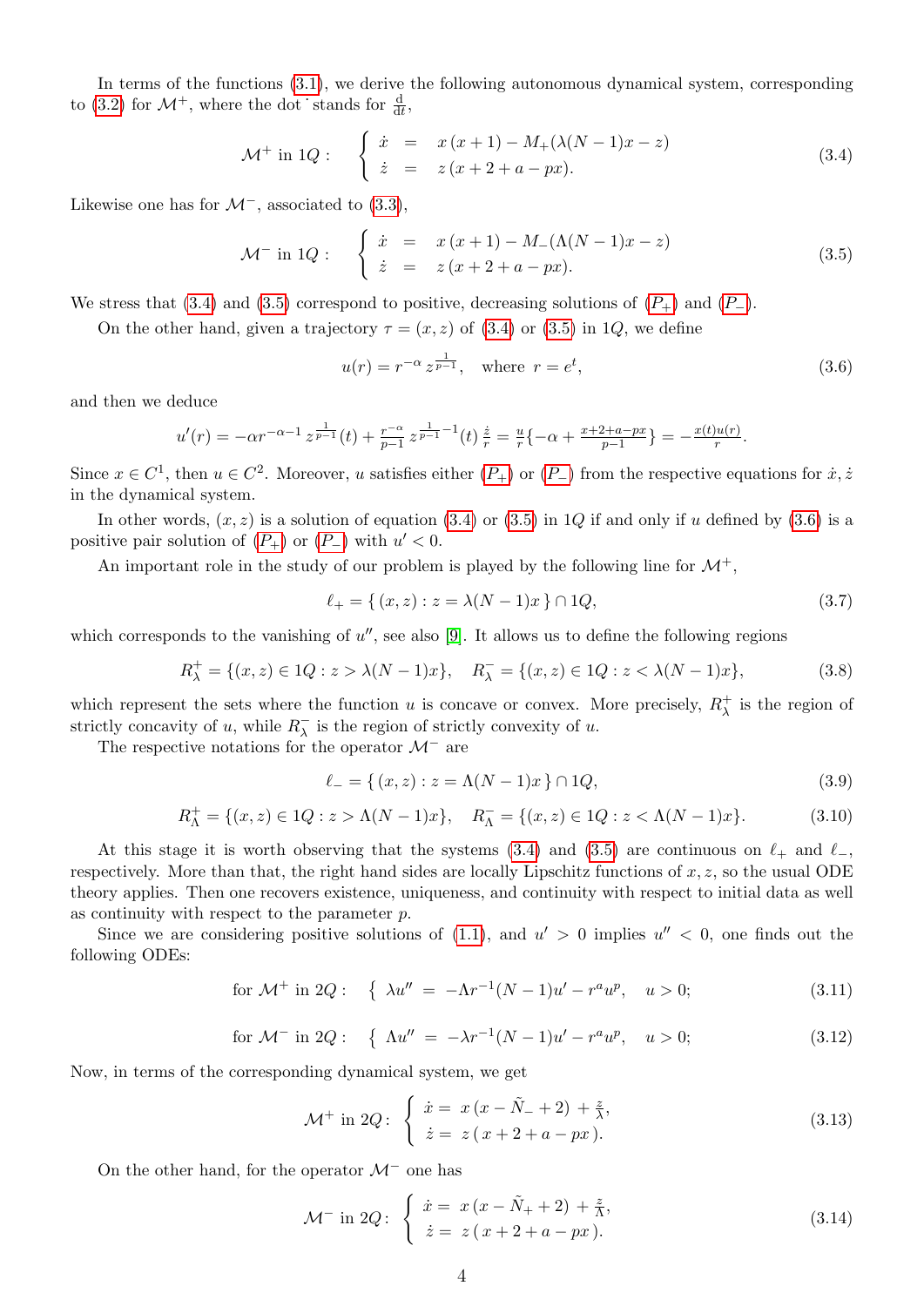In terms of the functions (3.1), we derive the following autonomous dynamical system, corresponding to (3.2) for $\mathcal{M}^+$, where the dot $\dot{}$ stands for $\frac{d}{dt}$,

$$\mathcal{M}^+ \text{ in } 1Q: \quad \begin{cases} \dot{x} &= x\,(x+1) - M_+(\lambda(N-1)x - z) \\ \dot{z} &= z\,(x+2+a-px). \end{cases} \tag{3.4}$$

Likewise one has for $\mathcal{M}^-$, associated to (3.3),

$$\mathcal{M}^- \text{ in } 1Q: \quad \begin{cases} \dot{x} &= x\,(x+1) - M_-(\Lambda(N-1)x - z) \\ \dot{z} &= z\,(x+2+a-px). \end{cases} \tag{3.5}$$

We stress that (3.4) and (3.5) correspond to positive, decreasing solutions of ($P_+$) and ($P_-$).

On the other hand, given a trajectory $\tau = (x,z)$ of (3.4) or (3.5) in $1Q$, we define

$$u(r) = r^{-\alpha}\, z^{\frac{1}{p-1}}, \quad \text{where } r = e^t, \tag{3.6}$$

and then we deduce

$$u'(r) = -\alpha r^{-\alpha-1}\, z^{\frac{1}{p-1}}(t) + \frac{r^{-\alpha}}{p-1}\, z^{\frac{1}{p-1}-1}(t)\,\frac{\dot{z}}{r} = \frac{u}{r}\{-\alpha + \tfrac{x+2+a-px}{p-1}\} = -\tfrac{x(t)u(r)}{r}.$$

Since $x \in C^1$, then $u \in C^2$. Moreover, $u$ satisfies either ($P_+$) or ($P_-$) from the respective equations for $\dot{x}, \dot{z}$ in the dynamical system.

In other words, $(x,z)$ is a solution of equation (3.4) or (3.5) in $1Q$ if and only if $u$ defined by (3.6) is a positive pair solution of ($P_+$) or ($P_-$) with $u' < 0$.

An important role in the study of our problem is played by the following line for $\mathcal{M}^+$,

$$\ell_+ = \{\,(x,z) : z = \lambda(N-1)x\,\} \cap 1Q, \tag{3.7}$$

which corresponds to the vanishing of $u''$, see also [9]. It allows us to define the following regions

$$R^+_\lambda = \{(x,z) \in 1Q : z > \lambda(N-1)x\}, \quad R^-_\lambda = \{(x,z) \in 1Q : z < \lambda(N-1)x\}, \tag{3.8}$$

which represent the sets where the function $u$ is concave or convex. More precisely, $R^+_\lambda$ is the region of strictly concavity of $u$, while $R^-_\lambda$ is the region of strictly convexity of $u$.

The respective notations for the operator $\mathcal{M}^-$ are

$$\ell_- = \{\,(x,z) : z = \Lambda(N-1)x\,\} \cap 1Q, \tag{3.9}$$

$$R^+_\Lambda = \{(x,z) \in 1Q : z > \Lambda(N-1)x\}, \quad R^-_\Lambda = \{(x,z) \in 1Q : z < \Lambda(N-1)x\}. \tag{3.10}$$

At this stage it is worth observing that the systems (3.4) and (3.5) are continuous on $\ell_+$ and $\ell_-$, respectively. More than that, the right hand sides are locally Lipschitz functions of $x, z$, so the usual ODE theory applies. Then one recovers existence, uniqueness, and continuity with respect to initial data as well as continuity with respect to the parameter $p$.

Since we are considering positive solutions of (1.1), and $u' > 0$ implies $u'' < 0$, one finds out the following ODEs:

$$\text{for } \mathcal{M}^+ \text{ in } 2Q: \quad \{\; \lambda u'' \;=\; -\Lambda r^{-1}(N-1)u' - r^a u^p, \quad u > 0; \tag{3.11}$$

$$\text{for } \mathcal{M}^- \text{ in } 2Q: \quad \{\; \Lambda u'' \;=\; -\lambda r^{-1}(N-1)u' - r^a u^p, \quad u > 0; \tag{3.12}$$

Now, in terms of the corresponding dynamical system, we get

$$\mathcal{M}^+ \text{ in } 2Q: \quad \begin{cases} \dot{x} = \; x\,(x - \tilde{N}_- + 2) + \frac{z}{\lambda}, \\ \dot{z} = \; z\,(\,x+2+a-px\,). \end{cases} \tag{3.13}$$

On the other hand, for the operator $\mathcal{M}^-$ one has

$$\mathcal{M}^- \text{ in } 2Q: \quad \begin{cases} \dot{x} = \; x\,(x - \tilde{N}_+ + 2) + \frac{z}{\Lambda}, \\ \dot{z} = \; z\,(\,x+2+a-px\,). \end{cases} \tag{3.14}$$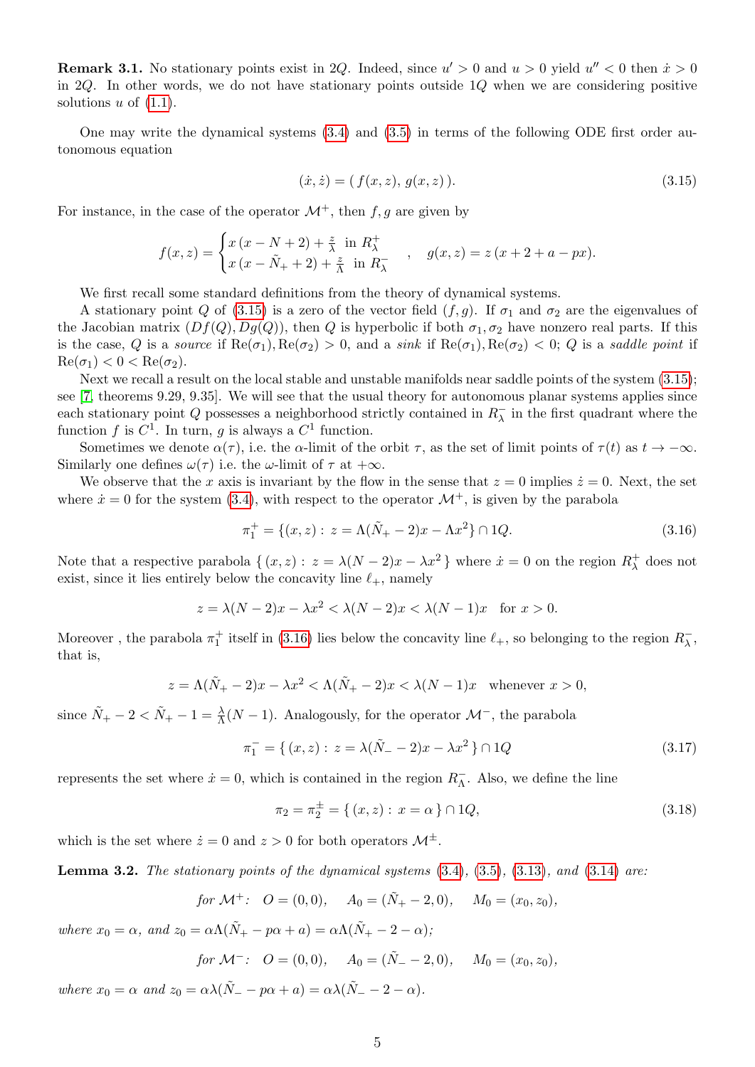**Remark 3.1.** No stationary points exist in $2Q$. Indeed, since $u' > 0$ and $u > 0$ yield $u'' < 0$ then $\dot{x} > 0$ in $2Q$. In other words, we do not have stationary points outside $1Q$ when we are considering positive solutions $u$ of (1.1).

One may write the dynamical systems (3.4) and (3.5) in terms of the following ODE first order autonomous equation

$$(\dot{x}, \dot{z}) = (\, f(x,z),\, g(x,z)\,). \tag{3.15}$$

For instance, in the case of the operator $\mathcal{M}^+$, then $f, g$ are given by

$$f(x,z) = \begin{cases} x\,(x - N + 2) + \frac{z}{\lambda} & \text{in } R_\lambda^+ \\ x\,(x - \tilde{N}_+ + 2) + \frac{z}{\Lambda} & \text{in } R_\lambda^- \end{cases} \quad , \quad g(x,z) = z\,(x + 2 + a - px).$$

We first recall some standard definitions from the theory of dynamical systems.

A stationary point $Q$ of (3.15) is a zero of the vector field $(f, g)$. If $\sigma_1$ and $\sigma_2$ are the eigenvalues of the Jacobian matrix $(Df(Q), Dg(Q))$, then $Q$ is hyperbolic if both $\sigma_1, \sigma_2$ have nonzero real parts. If this is the case, $Q$ is a *source* if $\mathrm{Re}(\sigma_1), \mathrm{Re}(\sigma_2) > 0$, and a *sink* if $\mathrm{Re}(\sigma_1), \mathrm{Re}(\sigma_2) < 0$; $Q$ is a *saddle point* if $\mathrm{Re}(\sigma_1) < 0 < \mathrm{Re}(\sigma_2)$.

Next we recall a result on the local stable and unstable manifolds near saddle points of the system (3.15); see [7, theorems 9.29, 9.35]. We will see that the usual theory for autonomous planar systems applies since each stationary point $Q$ possesses a neighborhood strictly contained in $R_\lambda^-$ in the first quadrant where the function $f$ is $C^1$. In turn, $g$ is always a $C^1$ function.

Sometimes we denote $\alpha(\tau)$, i.e. the $\alpha$-limit of the orbit $\tau$, as the set of limit points of $\tau(t)$ as $t \to -\infty$. Similarly one defines $\omega(\tau)$ i.e. the $\omega$-limit of $\tau$ at $+\infty$.

We observe that the $x$ axis is invariant by the flow in the sense that $z = 0$ implies $\dot{z} = 0$. Next, the set where $\dot{x} = 0$ for the system (3.4), with respect to the operator $\mathcal{M}^+$, is given by the parabola

$$\pi_1^+ = \{(x,z) : \, z = \Lambda(\tilde{N}_+ - 2)x - \Lambda x^2\} \cap 1Q. \tag{3.16}$$

Note that a respective parabola $\{\,(x,z) : \, z = \lambda(N-2)x - \lambda x^2\,\}$ where $\dot{x} = 0$ on the region $R_\lambda^+$ does not exist, since it lies entirely below the concavity line $\ell_+$, namely

$$z = \lambda(N-2)x - \lambda x^2 < \lambda(N-2)x < \lambda(N-1)x \quad \text{for } x > 0.$$

Moreover , the parabola $\pi_1^+$ itself in (3.16) lies below the concavity line $\ell_+$, so belonging to the region $R_\lambda^-$, that is,

$$z = \Lambda(\tilde{N}_+ - 2)x - \lambda x^2 < \Lambda(\tilde{N}_+ - 2)x < \lambda(N-1)x \quad \text{whenever } x > 0,$$

since $\tilde{N}_+ - 2 < \tilde{N}_+ - 1 = \frac{\lambda}{\Lambda}(N-1)$. Analogously, for the operator $\mathcal{M}^-$, the parabola

$$\pi_1^- = \{\,(x,z) : \, z = \lambda(\tilde{N}_- - 2)x - \lambda x^2\,\} \cap 1Q \tag{3.17}$$

represents the set where $\dot{x} = 0$, which is contained in the region $R_\Lambda^-$. Also, we define the line

$$\pi_2 = \pi_2^\pm = \{\,(x,z) : \, x = \alpha\,\} \cap 1Q, \tag{3.18}$$

which is the set where $\dot{z} = 0$ and $z > 0$ for both operators $\mathcal{M}^\pm$.

**Lemma 3.2.** *The stationary points of the dynamical systems* (3.4), (3.5), (3.13), *and* (3.14) *are:*

$$\text{for } \mathcal{M}^+\text{:} \quad O = (0,0), \qquad A_0 = (\tilde{N}_+ - 2, 0), \qquad M_0 = (x_0, z_0),$$

*where* $x_0 = \alpha$, *and* $z_0 = \alpha\Lambda(\tilde{N}_+ - p\alpha + a) = \alpha\Lambda(\tilde{N}_+ - 2 - \alpha)$;

$$\text{for } \mathcal{M}^-\text{:} \quad O = (0,0), \qquad A_0 = (\tilde{N}_- - 2, 0), \qquad M_0 = (x_0, z_0),$$

*where* $x_0 = \alpha$ *and* $z_0 = \alpha\lambda(\tilde{N}_- - p\alpha + a) = \alpha\lambda(\tilde{N}_- - 2 - \alpha)$.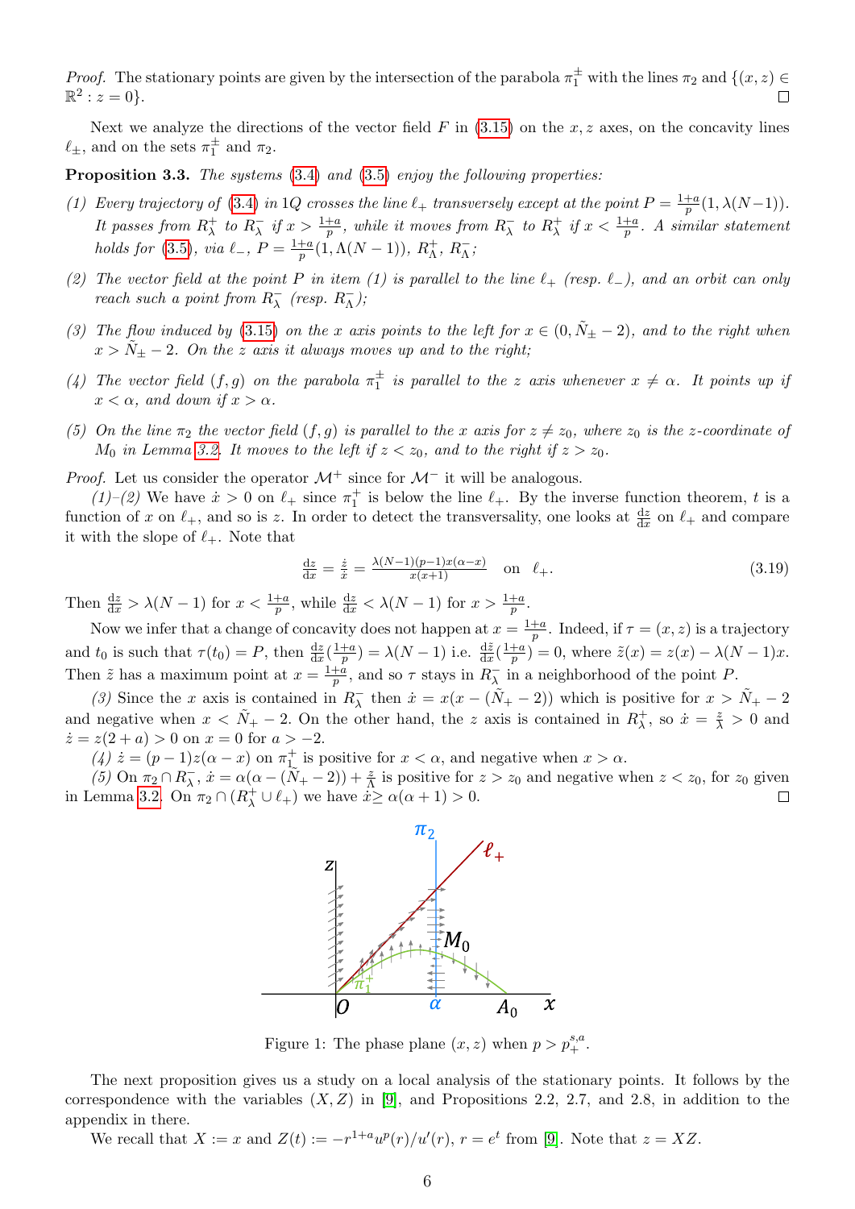*Proof.* The stationary points are given by the intersection of the parabola $\pi_1^\pm$ with the lines $\pi_2$ and $\{(x,z) \in \mathbb{R}^2 : z = 0\}$. ☐

Next we analyze the directions of the vector field $F$ in (3.15) on the $x, z$ axes, on the concavity lines $\ell_\pm$, and on the sets $\pi_1^\pm$ and $\pi_2$.

**Proposition 3.3.** *The systems* (3.4) *and* (3.5) *enjoy the following properties:*

*(1) Every trajectory of* (3.4) *in* 1Q *crosses the line* $\ell_+$ *transversely except at the point* $P = \frac{1+a}{p}(1, \lambda(N-1))$*. It passes from* $R_\lambda^+$ *to* $R_\lambda^-$ *if* $x > \frac{1+a}{p}$*, while it moves from* $R_\lambda^-$ *to* $R_\lambda^+$ *if* $x < \frac{1+a}{p}$*. A similar statement holds for* (3.5)*, via* $\ell_-$*,* $P = \frac{1+a}{p}(1, \Lambda(N-1))$*,* $R_\Lambda^+$*,* $R_\Lambda^-$*;*

*(2) The vector field at the point* $P$ *in item (1) is parallel to the line* $\ell_+$ *(resp.* $\ell_-$*), and an orbit can only reach such a point from* $R_\lambda^-$ *(resp.* $R_\Lambda^-$*);*

*(3) The flow induced by* (3.15) *on the* $x$ *axis points to the left for* $x \in (0, \tilde N_\pm - 2)$*, and to the right when* $x > \tilde N_\pm - 2$*. On the* $z$ *axis it always moves up and to the right;*

*(4) The vector field* $(f, g)$ *on the parabola* $\pi_1^\pm$ *is parallel to the* $z$ *axis whenever* $x \neq \alpha$*. It points up if* $x < \alpha$*, and down if* $x > \alpha$*.*

*(5) On the line* $\pi_2$ *the vector field* $(f, g)$ *is parallel to the* $x$ *axis for* $z \neq z_0$*, where* $z_0$ *is the* $z$*-coordinate of* $M_0$ *in Lemma* 3.2*. It moves to the left if* $z < z_0$*, and to the right if* $z > z_0$*.*

*Proof.* Let us consider the operator $\mathcal{M}^+$ since for $\mathcal{M}^-$ it will be analogous.

*(1)–(2)* We have $\dot x > 0$ on $\ell_+$ since $\pi_1^+$ is below the line $\ell_+$. By the inverse function theorem, $t$ is a function of $x$ on $\ell_+$, and so is $z$. In order to detect the transversality, one looks at $\frac{\mathrm{d}z}{\mathrm{d}x}$ on $\ell_+$ and compare it with the slope of $\ell_+$. Note that

$$\frac{\mathrm{d}z}{\mathrm{d}x} = \frac{\dot z}{\dot x} = \frac{\lambda(N-1)(p-1)x(\alpha - x)}{x(x+1)} \quad \text{on} \quad \ell_+. \tag{3.19}$$

Then $\frac{\mathrm{d}z}{\mathrm{d}x} > \lambda(N-1)$ for $x < \frac{1+a}{p}$, while $\frac{\mathrm{d}z}{\mathrm{d}x} < \lambda(N-1)$ for $x > \frac{1+a}{p}$.

Now we infer that a change of concavity does not happen at $x = \frac{1+a}{p}$. Indeed, if $\tau = (x, z)$ is a trajectory and $t_0$ is such that $\tau(t_0) = P$, then $\frac{\mathrm{d}z}{\mathrm{d}x}(\frac{1+a}{p}) = \lambda(N-1)$ i.e. $\frac{\mathrm{d}\tilde z}{\mathrm{d}x}(\frac{1+a}{p}) = 0$, where $\tilde z(x) = z(x) - \lambda(N-1)x$. Then $\tilde z$ has a maximum point at $x = \frac{1+a}{p}$, and so $\tau$ stays in $R_\lambda^-$ in a neighborhood of the point $P$.

*(3)* Since the $x$ axis is contained in $R_\lambda^-$ then $\dot x = x(x - (\tilde N_+ - 2))$ which is positive for $x > \tilde N_+ - 2$ and negative when $x < \tilde N_+ - 2$. On the other hand, the $z$ axis is contained in $R_\lambda^+$, so $\dot x = \frac{z}{\lambda} > 0$ and $\dot z = z(2 + a) > 0$ on $x = 0$ for $a > -2$.

*(4)* $\dot z = (p-1)z(\alpha - x)$ on $\pi_1^+$ is positive for $x < \alpha$, and negative when $x > \alpha$.

*(5)* On $\pi_2 \cap R_\lambda^-$, $\dot x = \alpha(\alpha - (\tilde N_+ - 2)) + \frac{z}{\Lambda}$ is positive for $z > z_0$ and negative when $z < z_0$, for $z_0$ given in Lemma 3.2. On $\pi_2 \cap (R_\lambda^+ \cup \ell_+)$ we have $\dot x \geq \alpha(\alpha + 1) > 0$. ☐

Figure 1: The phase plane $(x, z)$ when $p > p_+^{s,a}$.

The next proposition gives us a study on a local analysis of the stationary points. It follows by the correspondence with the variables $(X, Z)$ in [9], and Propositions 2.2, 2.7, and 2.8, in addition to the appendix in there.

We recall that $X := x$ and $Z(t) := -r^{1+a}u^p(r)/u'(r)$, $r = e^t$ from [9]. Note that $z = XZ$.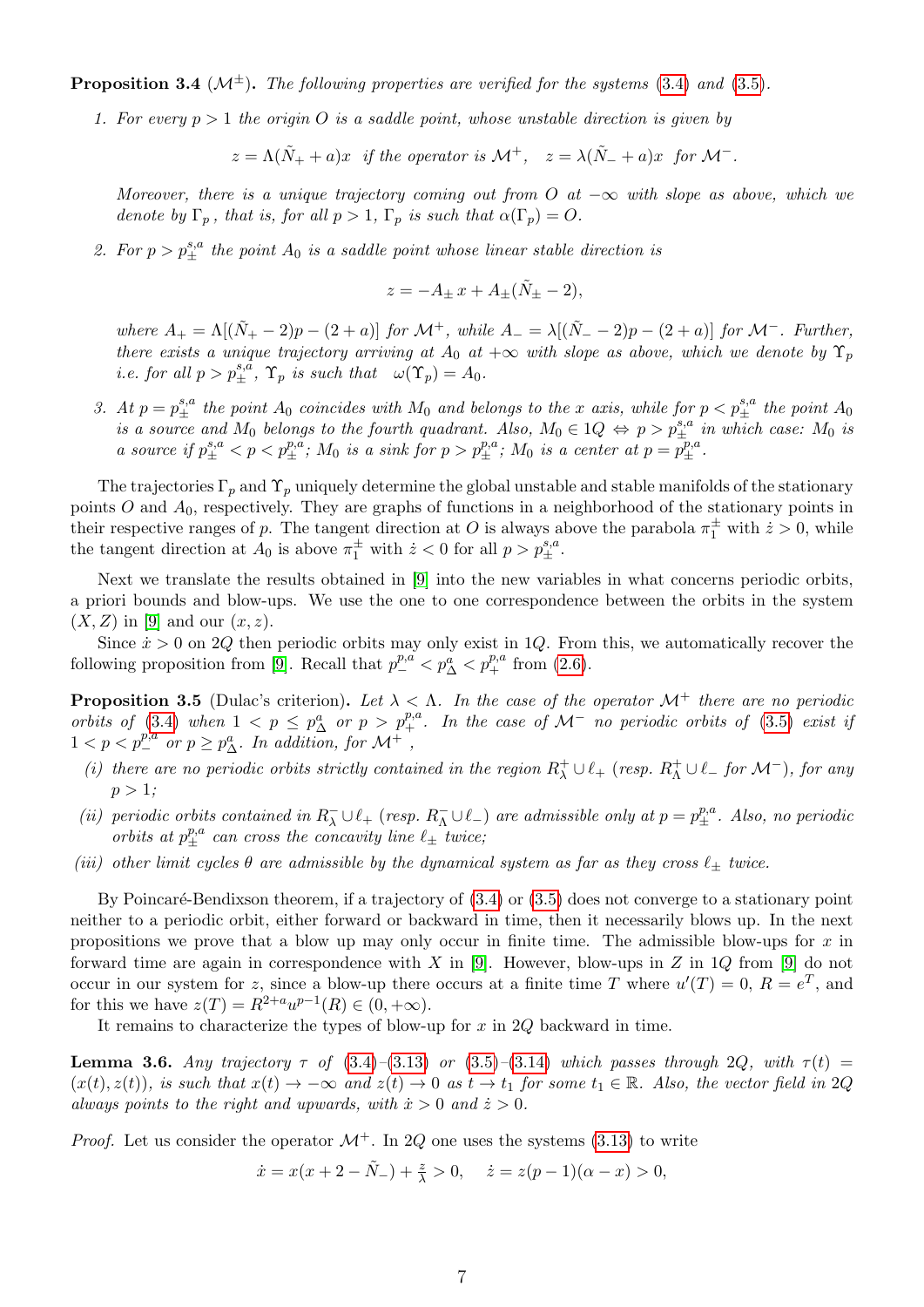**Proposition 3.4** ($\mathcal{M}^{\pm}$). *The following properties are verified for the systems* (3.4) *and* (3.5).

1. *For every $p>1$ the origin $O$ is a saddle point, whose unstable direction is given by*

$$z=\Lambda(\tilde{N}_+ + a)x \;\text{ if the operator is } \mathcal{M}^+, \quad z=\lambda(\tilde{N}_- + a)x \;\text{ for } \mathcal{M}^-.$$

   *Moreover, there is a unique trajectory coming out from $O$ at $-\infty$ with slope as above, which we denote by $\Gamma_p$, that is, for all $p>1$, $\Gamma_p$ is such that $\alpha(\Gamma_p)=O$.*

2. *For $p>p_{\pm}^{s,a}$ the point $A_0$ is a saddle point whose linear stable direction is*

$$z=-A_{\pm}\,x+A_{\pm}(\tilde{N}_{\pm}-2),$$

   *where $A_+=\Lambda[(\tilde{N}_+-2)p-(2+a)]$ for $\mathcal{M}^+$, while $A_-=\lambda[(\tilde{N}_--2)p-(2+a)]$ for $\mathcal{M}^-$. Further, there exists a unique trajectory arriving at $A_0$ at $+\infty$ with slope as above, which we denote by $\Upsilon_p$ i.e. for all $p>p_{\pm}^{s,a}$, $\Upsilon_p$ is such that $\omega(\Upsilon_p)=A_0$.*

3. *At $p=p_{\pm}^{s,a}$ the point $A_0$ coincides with $M_0$ and belongs to the $x$ axis, while for $p<p_{\pm}^{s,a}$ the point $A_0$ is a source and $M_0$ belongs to the fourth quadrant. Also, $M_0\in 1Q \Leftrightarrow p>p_{\pm}^{s,a}$ in which case: $M_0$ is a source if $p_{\pm}^{s,a}<p<p_{\pm}^{p,a}$; $M_0$ is a sink for $p>p_{\pm}^{p,a}$; $M_0$ is a center at $p=p_{\pm}^{p,a}$.*

The trajectories $\Gamma_p$ and $\Upsilon_p$ uniquely determine the global unstable and stable manifolds of the stationary points $O$ and $A_0$, respectively. They are graphs of functions in a neighborhood of the stationary points in their respective ranges of $p$. The tangent direction at $O$ is always above the parabola $\pi_1^{\pm}$ with $\dot{z}>0$, while the tangent direction at $A_0$ is above $\pi_1^{\pm}$ with $\dot{z}<0$ for all $p>p_{\pm}^{s,a}$.

Next we translate the results obtained in [9] into the new variables in what concerns periodic orbits, a priori bounds and blow-ups. We use the one to one correspondence between the orbits in the system $(X,Z)$ in [9] and our $(x,z)$.

Since $\dot{x}>0$ on $2Q$ then periodic orbits may only exist in $1Q$. From this, we automatically recover the following proposition from [9]. Recall that $p_-^{p,a}<p_{\Delta}^a<p_+^{p,a}$ from (2.6).

**Proposition 3.5** (Dulac's criterion)**.** *Let $\lambda<\Lambda$. In the case of the operator $\mathcal{M}^+$ there are no periodic orbits of* (3.4) *when $1<p\le p_{\Delta}^a$ or $p>p_+^{p,a}$. In the case of $\mathcal{M}^-$ no periodic orbits of* (3.5) *exist if $1<p<p_-^{p,a}$ or $p\ge p_{\Delta}^a$. In addition, for $\mathcal{M}^+$,*

*(i) there are no periodic orbits strictly contained in the region $R_{\lambda}^+\cup\ell_+$ (resp. $R_{\Lambda}^+\cup\ell_-$ for $\mathcal{M}^-$), for any $p>1$;*

*(ii) periodic orbits contained in $R_{\lambda}^-\cup\ell_+$ (resp. $R_{\Lambda}^-\cup\ell_-$) are admissible only at $p=p_{\pm}^{p,a}$. Also, no periodic orbits at $p_{\pm}^{p,a}$ can cross the concavity line $\ell_{\pm}$ twice;*

*(iii) other limit cycles $\theta$ are admissible by the dynamical system as far as they cross $\ell_{\pm}$ twice.*

By Poincaré-Bendixson theorem, if a trajectory of (3.4) or (3.5) does not converge to a stationary point neither to a periodic orbit, either forward or backward in time, then it necessarily blows up. In the next propositions we prove that a blow up may only occur in finite time. The admissible blow-ups for $x$ in forward time are again in correspondence with $X$ in [9]. However, blow-ups in $Z$ in $1Q$ from [9] do not occur in our system for $z$, since a blow-up there occurs at a finite time $T$ where $u'(T)=0$, $R=e^T$, and for this we have $z(T)=R^{2+a}u^{p-1}(R)\in(0,+\infty)$.

It remains to characterize the types of blow-up for $x$ in $2Q$ backward in time.

**Lemma 3.6.** *Any trajectory $\tau$ of* (3.4)*–*(3.13) *or* (3.5)*–*(3.14) *which passes through $2Q$, with $\tau(t)=(x(t),z(t))$, is such that $x(t)\to-\infty$ and $z(t)\to 0$ as $t\to t_1$ for some $t_1\in\mathbb{R}$. Also, the vector field in $2Q$ always points to the right and upwards, with $\dot{x}>0$ and $\dot{z}>0$.*

*Proof.* Let us consider the operator $\mathcal{M}^+$. In $2Q$ one uses the systems (3.13) to write

$$\dot{x}=x(x+2-\tilde{N}_-)+\tfrac{z}{\lambda}>0, \quad \dot{z}=z(p-1)(\alpha-x)>0,$$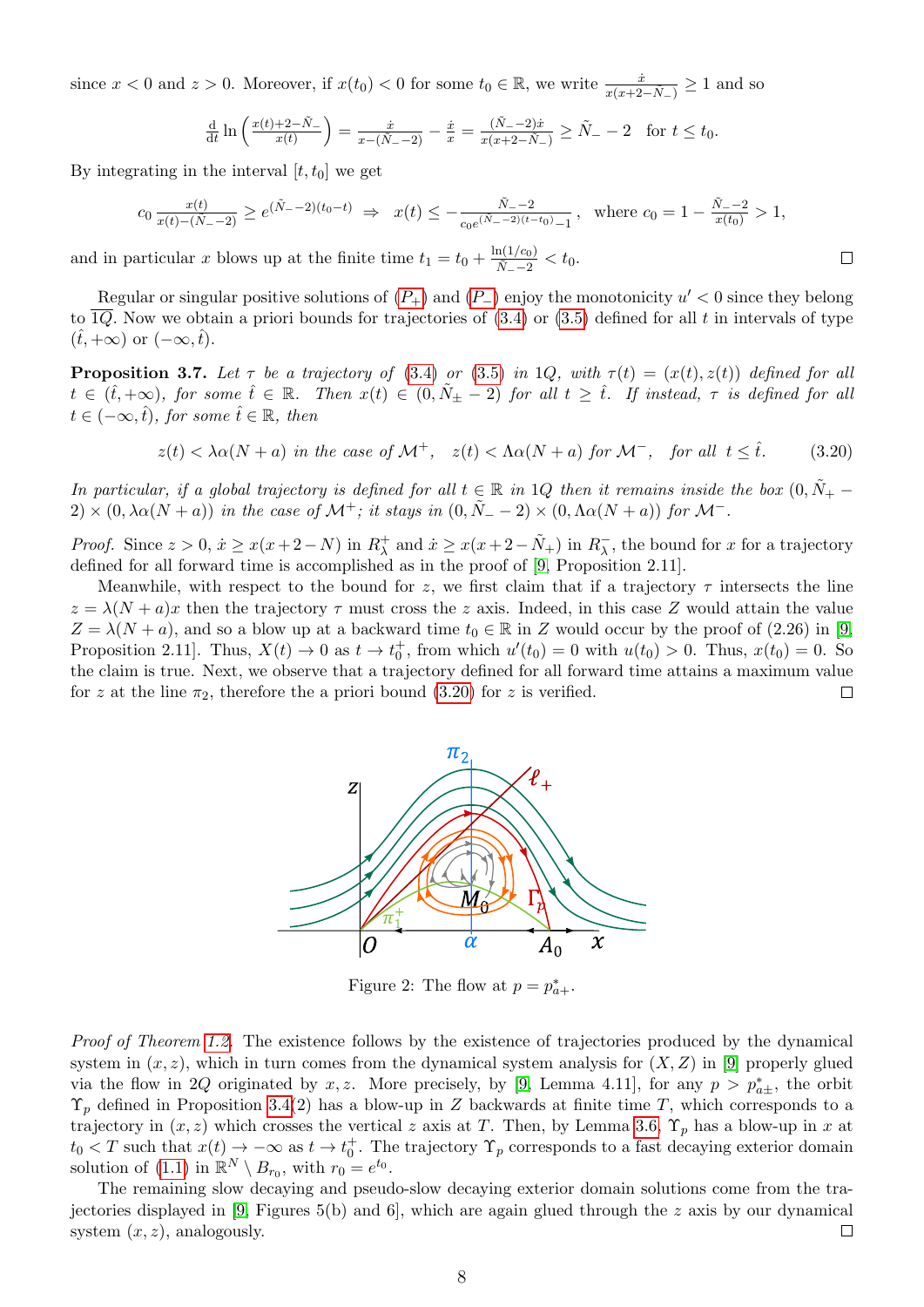since $x < 0$ and $z > 0$. Moreover, if $x(t_0) < 0$ for some $t_0 \in \mathbb{R}$, we write $\frac{\dot{x}}{x(x+2-\tilde{N}_-)} \geq 1$ and so

$$\frac{\mathrm{d}}{\mathrm{d}t} \ln\left(\frac{x(t)+2-\tilde{N}_-}{x(t)}\right) = \frac{\dot{x}}{x-(\tilde{N}_- -2)} - \frac{\dot{x}}{x} = \frac{(\tilde{N}_- -2)\dot{x}}{x(x+2-\tilde{N}_-)} \geq \tilde{N}_- - 2 \quad \text{for } t \leq t_0.$$

By integrating in the interval $[t, t_0]$ we get

$$c_0 \frac{x(t)}{x(t)-(\tilde{N}_- -2)} \geq e^{(\tilde{N}_- -2)(t_0-t)} \;\Rightarrow\; x(t) \leq -\frac{\tilde{N}_- -2}{c_0 e^{(\tilde{N}_- -2)(t-t_0)}-1}, \quad \text{where } c_0 = 1 - \frac{\tilde{N}_- -2}{x(t_0)} > 1,$$

and in particular $x$ blows up at the finite time $t_1 = t_0 + \frac{\ln(1/c_0)}{\tilde{N}_- -2} < t_0$. □

Regular or singular positive solutions of ($P_+$) and ($P_-$) enjoy the monotonicity $u' < 0$ since they belong to $\overline{1Q}$. Now we obtain a priori bounds for trajectories of (3.4) or (3.5) defined for all $t$ in intervals of type $(\hat{t}, +\infty)$ or $(-\infty, \hat{t})$.

**Proposition 3.7.** *Let $\tau$ be a trajectory of (3.4) or (3.5) in 1Q, with $\tau(t) = (x(t), z(t))$ defined for all $t \in (\hat{t}, +\infty)$, for some $\hat{t} \in \mathbb{R}$. Then $x(t) \in (0, \tilde{N}_\pm - 2)$ for all $t \geq \hat{t}$. If instead, $\tau$ is defined for all $t \in (-\infty, \hat{t})$, for some $\hat{t} \in \mathbb{R}$, then*

$$z(t) < \lambda\alpha(N+a) \text{ in the case of } \mathcal{M}^+, \quad z(t) < \Lambda\alpha(N+a) \text{ for } \mathcal{M}^-, \quad \text{for all } t \leq \hat{t}. \tag{3.20}$$

*In particular, if a global trajectory is defined for all $t \in \mathbb{R}$ in 1Q then it remains inside the box $(0, \tilde{N}_+ - 2) \times (0, \lambda\alpha(N+a))$ in the case of $\mathcal{M}^+$; it stays in $(0, \tilde{N}_- - 2) \times (0, \Lambda\alpha(N+a))$ for $\mathcal{M}^-$.*

*Proof.* Since $z > 0$, $\dot{x} \geq x(x+2-N)$ in $R^+_\lambda$ and $\dot{x} \geq x(x+2-\tilde{N}_+)$ in $R^-_\lambda$, the bound for $x$ for a trajectory defined for all forward time is accomplished as in the proof of [9, Proposition 2.11].

Meanwhile, with respect to the bound for $z$, we first claim that if a trajectory $\tau$ intersects the line $z = \lambda(N+a)x$ then the trajectory $\tau$ must cross the $z$ axis. Indeed, in this case $Z$ would attain the value $Z = \lambda(N+a)$, and so a blow up at a backward time $t_0 \in \mathbb{R}$ in $Z$ would occur by the proof of (2.26) in [9, Proposition 2.11]. Thus, $X(t) \to 0$ as $t \to t_0^+$, from which $u'(t_0) = 0$ with $u(t_0) > 0$. Thus, $x(t_0) = 0$. So the claim is true. Next, we observe that a trajectory defined for all forward time attains a maximum value for $z$ at the line $\pi_2$, therefore the a priori bound (3.20) for $z$ is verified. □

Figure 2: The flow at $p = p^*_{a+}$.

*Proof of Theorem 1.2.* The existence follows by the existence of trajectories produced by the dynamical system in $(x, z)$, which in turn comes from the dynamical system analysis for $(X, Z)$ in [9] properly glued via the flow in 2Q originated by $x, z$. More precisely, by [9, Lemma 4.11], for any $p > p^*_{a\pm}$, the orbit $\Upsilon_p$ defined in Proposition 3.4(2) has a blow-up in $Z$ backwards at finite time $T$, which corresponds to a trajectory in $(x, z)$ which crosses the vertical $z$ axis at $T$. Then, by Lemma 3.6, $\Upsilon_p$ has a blow-up in $x$ at $t_0 < T$ such that $x(t) \to -\infty$ as $t \to t_0^+$. The trajectory $\Upsilon_p$ corresponds to a fast decaying exterior domain solution of (1.1) in $\mathbb{R}^N \setminus B_{r_0}$, with $r_0 = e^{t_0}$.

The remaining slow decaying and pseudo-slow decaying exterior domain solutions come from the trajectories displayed in [9, Figures 5(b) and 6], which are again glued through the $z$ axis by our dynamical system $(x, z)$, analogously. □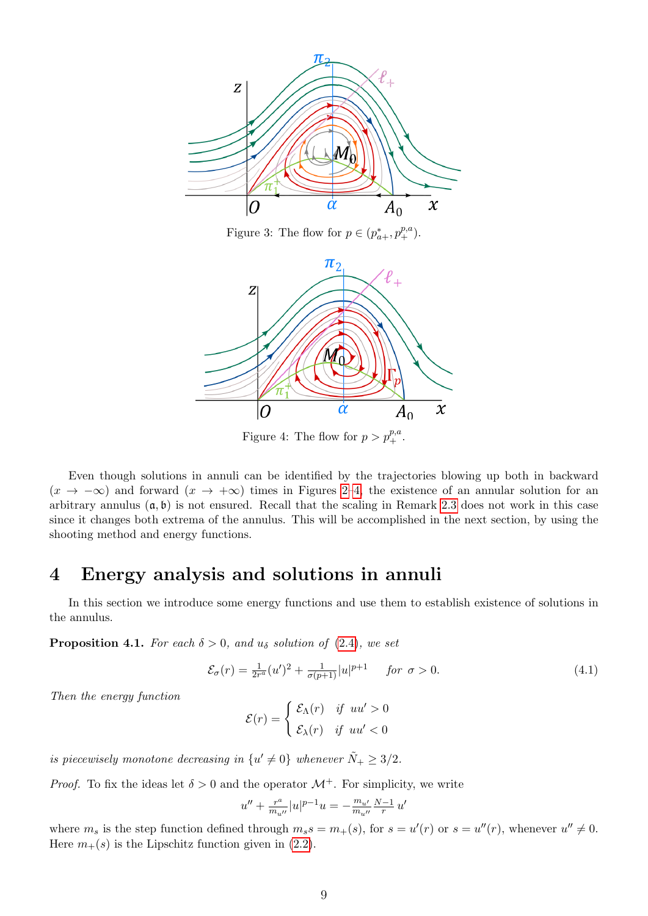Figure 3: The flow for $p \in (p^*_{a+}, p^{p,a}_+)$.

Figure 4: The flow for $p > p^{p,a}_+$.

Even though solutions in annuli can be identified by the trajectories blowing up both in backward ($x \to -\infty$) and forward ($x \to +\infty$) times in Figures 2–4, the existence of an annular solution for an arbitrary annulus $(\mathfrak{a}, \mathfrak{b})$ is not ensured. Recall that the scaling in Remark 2.3 does not work in this case since it changes both extrema of the annulus. This will be accomplished in the next section, by using the shooting method and energy functions.

# 4 Energy analysis and solutions in annuli

In this section we introduce some energy functions and use them to establish existence of solutions in the annulus.

**Proposition 4.1.** *For each $\delta > 0$, and $u_\delta$ solution of (2.4), we set*

$$\mathcal{E}_\sigma(r) = \tfrac{1}{2r^a}(u')^2 + \tfrac{1}{\sigma(p+1)}|u|^{p+1} \quad \text{for } \sigma > 0. \tag{4.1}$$

*Then the energy function*

$$\mathcal{E}(r) = \begin{cases} \mathcal{E}_\Lambda(r) & \text{if } uu' > 0 \\ \mathcal{E}_\lambda(r) & \text{if } uu' < 0 \end{cases}$$

*is piecewisely monotone decreasing in $\{u' \neq 0\}$ whenever $\tilde{N}_+ \geq 3/2$.*

*Proof.* To fix the ideas let $\delta > 0$ and the operator $\mathcal{M}^+$. For simplicity, we write

$$u'' + \tfrac{r^a}{m_{u''}}|u|^{p-1}u = -\tfrac{m_{u'}}{m_{u''}}\tfrac{N-1}{r}\,u'$$

where $m_s$ is the step function defined through $m_s s = m_+(s)$, for $s = u'(r)$ or $s = u''(r)$, whenever $u'' \neq 0$. Here $m_+(s)$ is the Lipschitz function given in (2.2).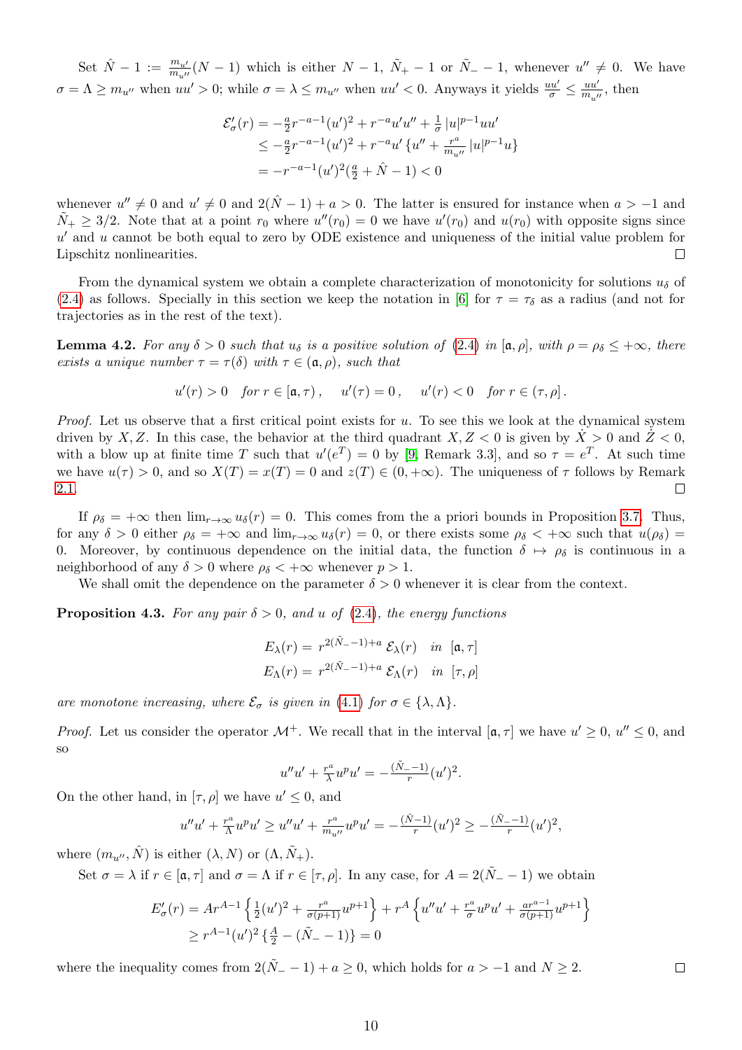Set $\hat{N}-1 := \frac{m_{u'}}{m_{u''}}(N-1)$ which is either $N-1$, $\tilde{N}_+-1$ or $\tilde{N}_- - 1$, whenever $u'' \neq 0$. We have $\sigma = \Lambda \geq m_{u''}$ when $uu' > 0$; while $\sigma = \lambda \leq m_{u''}$ when $uu' < 0$. Anyways it yields $\frac{uu'}{\sigma} \leq \frac{uu'}{m_{u''}}$, then

$$
\begin{aligned}
\mathcal{E}_\sigma'(r) &= -\tfrac{a}{2} r^{-a-1}(u')^2 + r^{-a}u'u'' + \tfrac{1}{\sigma}|u|^{p-1}uu' \\
&\leq -\tfrac{a}{2} r^{-a-1}(u')^2 + r^{-a}u' \left\{ u'' + \tfrac{r^a}{m_{u''}}|u|^{p-1}u \right\} \\
&= -r^{-a-1}(u')^2(\tfrac{a}{2} + \hat{N} - 1) < 0
\end{aligned}
$$

whenever $u'' \neq 0$ and $u' \neq 0$ and $2(\hat{N}-1) + a > 0$. The latter is ensured for instance when $a > -1$ and $\tilde{N}_+ \geq 3/2$. Note that at a point $r_0$ where $u''(r_0) = 0$ we have $u'(r_0)$ and $u(r_0)$ with opposite signs since $u'$ and $u$ cannot be both equal to zero by ODE existence and uniqueness of the initial value problem for Lipschitz nonlinearities. □

From the dynamical system we obtain a complete characterization of monotonicity for solutions $u_\delta$ of (2.4) as follows. Specially in this section we keep the notation in [6] for $\tau = \tau_\delta$ as a radius (and not for trajectories as in the rest of the text).

**Lemma 4.2.** *For any $\delta > 0$ such that $u_\delta$ is a positive solution of (2.4) in $[\mathfrak{a}, \rho]$, with $\rho = \rho_\delta \leq +\infty$, there exists a unique number $\tau = \tau(\delta)$ with $\tau \in (\mathfrak{a}, \rho)$, such that*

$$
u'(r) > 0 \quad \text{for } r \in [\mathfrak{a}, \tau), \qquad u'(\tau) = 0, \qquad u'(r) < 0 \quad \text{for } r \in (\tau, \rho].
$$

*Proof.* Let us observe that a first critical point exists for $u$. To see this we look at the dynamical system driven by $X, Z$. In this case, the behavior at the third quadrant $X, Z < 0$ is given by $\dot{X} > 0$ and $\dot{Z} < 0$, with a blow up at finite time $T$ such that $u'(e^T) = 0$ by [9, Remark 3.3], and so $\tau = e^T$. At such time we have $u(\tau) > 0$, and so $X(T) = x(T) = 0$ and $z(T) \in (0, +\infty)$. The uniqueness of $\tau$ follows by Remark 2.1. □

If $\rho_\delta = +\infty$ then $\lim_{r\to\infty} u_\delta(r) = 0$. This comes from the a priori bounds in Proposition 3.7. Thus, for any $\delta > 0$ either $\rho_\delta = +\infty$ and $\lim_{r\to\infty} u_\delta(r) = 0$, or there exists some $\rho_\delta < +\infty$ such that $u(\rho_\delta) = 0$. Moreover, by continuous dependence on the initial data, the function $\delta \mapsto \rho_\delta$ is continuous in a neighborhood of any $\delta > 0$ where $\rho_\delta < +\infty$ whenever $p > 1$.

We shall omit the dependence on the parameter $\delta > 0$ whenever it is clear from the context.

**Proposition 4.3.** *For any pair $\delta > 0$, and $u$ of (2.4), the energy functions*

$$
\begin{aligned}
E_\lambda(r) &= r^{2(\tilde{N}_- - 1)+a}\, \mathcal{E}_\lambda(r) \quad \text{in } [\mathfrak{a}, \tau] \\
E_\Lambda(r) &= r^{2(\tilde{N}_- - 1)+a}\, \mathcal{E}_\Lambda(r) \quad \text{in } [\tau, \rho]
\end{aligned}
$$

*are monotone increasing, where $\mathcal{E}_\sigma$ is given in (4.1) for $\sigma \in \{\lambda, \Lambda\}$.*

*Proof.* Let us consider the operator $\mathcal{M}^+$. We recall that in the interval $[\mathfrak{a}, \tau]$ we have $u' \geq 0$, $u'' \leq 0$, and so

$$
u''u' + \tfrac{r^a}{\lambda} u^p u' = -\tfrac{(\tilde{N}_- - 1)}{r}(u')^2.
$$

On the other hand, in $[\tau, \rho]$ we have $u' \leq 0$, and

$$
u''u' + \tfrac{r^a}{\Lambda} u^p u' \geq u''u' + \tfrac{r^a}{m_{u''}} u^p u' = -\tfrac{(\hat{N}-1)}{r}(u')^2 \geq -\tfrac{(\tilde{N}_- - 1)}{r}(u')^2,
$$

where $(m_{u''}, \hat{N})$ is either $(\lambda, N)$ or $(\Lambda, \tilde{N}_+)$.

Set $\sigma = \lambda$ if $r \in [\mathfrak{a}, \tau]$ and $\sigma = \Lambda$ if $r \in [\tau, \rho]$. In any case, for $A = 2(\tilde{N}_- - 1)$ we obtain

$$
\begin{aligned}
E_\sigma'(r) &= A r^{A-1}\left\{ \tfrac{1}{2}(u')^2 + \tfrac{r^a}{\sigma(p+1)} u^{p+1} \right\} + r^A \left\{ u''u' + \tfrac{r^a}{\sigma} u^p u' + \tfrac{a r^{a-1}}{\sigma(p+1)} u^{p+1} \right\} \\
&\geq r^{A-1}(u')^2 \left\{ \tfrac{A}{2} - (\tilde{N}_- - 1) \right\} = 0
\end{aligned}
$$

where the inequality comes from $2(\tilde{N}_- - 1) + a \geq 0$, which holds for $a > -1$ and $N \geq 2$. □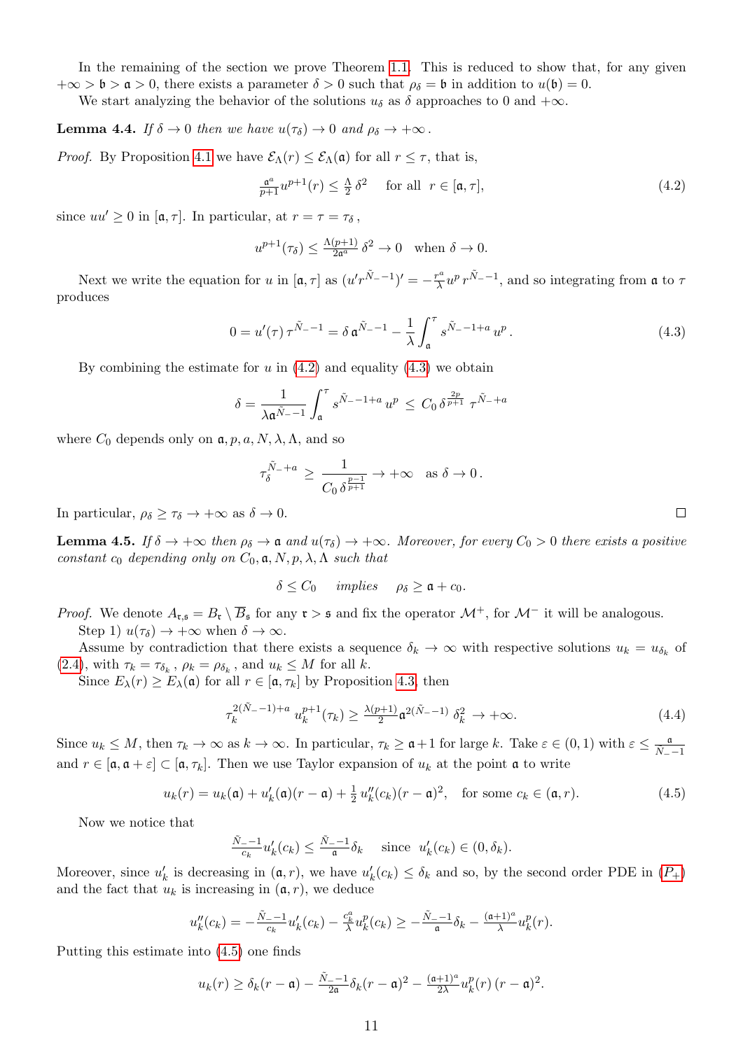In the remaining of the section we prove Theorem 1.1. This is reduced to show that, for any given $+\infty > \mathfrak{b} > \mathfrak{a} > 0$, there exists a parameter $\delta > 0$ such that $\rho_\delta = \mathfrak{b}$ in addition to $u(\mathfrak{b}) = 0$.

We start analyzing the behavior of the solutions $u_\delta$ as $\delta$ approaches to 0 and $+\infty$.

**Lemma 4.4.** *If $\delta \to 0$ then we have $u(\tau_\delta) \to 0$ and $\rho_\delta \to +\infty$.*

*Proof.* By Proposition 4.1 we have $\mathcal{E}_\Lambda(r) \le \mathcal{E}_\Lambda(\mathfrak{a})$ for all $r \le \tau$, that is,

$$\tfrac{\mathfrak{a}^a}{p+1} u^{p+1}(r) \le \tfrac{\Lambda}{2}\,\delta^2 \quad \text{ for all } \; r \in [\mathfrak{a}, \tau], \tag{4.2}$$

since $uu' \ge 0$ in $[\mathfrak{a}, \tau]$. In particular, at $r = \tau = \tau_\delta$,

$$u^{p+1}(\tau_\delta) \le \tfrac{\Lambda(p+1)}{2\mathfrak{a}^a}\,\delta^2 \to 0 \quad \text{when } \delta \to 0.$$

Next we write the equation for $u$ in $[\mathfrak{a}, \tau]$ as $(u' r^{\tilde{N}_- - 1})' = -\frac{r^a}{\lambda} u^p\, r^{\tilde{N}_- - 1}$, and so integrating from $\mathfrak{a}$ to $\tau$ produces

$$0 = u'(\tau)\,\tau^{\tilde{N}_- - 1} = \delta\,\mathfrak{a}^{\tilde{N}_- - 1} - \frac{1}{\lambda}\int_{\mathfrak{a}}^{\tau} s^{\tilde{N}_- - 1 + a}\, u^p\,. \tag{4.3}$$

By combining the estimate for $u$ in (4.2) and equality (4.3) we obtain

$$\delta = \frac{1}{\lambda \mathfrak{a}^{\tilde{N}_- - 1}} \int_{\mathfrak{a}}^{\tau} s^{\tilde{N}_- - 1 + a}\, u^p \;\le\; C_0\, \delta^{\frac{2p}{p+1}}\, \tau^{\tilde{N}_- + a}$$

where $C_0$ depends only on $\mathfrak{a}, p, a, N, \lambda, \Lambda$, and so

$$\tau_\delta^{\tilde{N}_- + a} \;\ge\; \frac{1}{C_0\, \delta^{\frac{p-1}{p+1}}} \to +\infty \quad \text{as } \delta \to 0\,.$$

In particular, $\rho_\delta \ge \tau_\delta \to +\infty$ as $\delta \to 0$. ∎

**Lemma 4.5.** *If $\delta \to +\infty$ then $\rho_\delta \to \mathfrak{a}$ and $u(\tau_\delta) \to +\infty$. Moreover, for every $C_0 > 0$ there exists a positive constant $c_0$ depending only on $C_0, \mathfrak{a}, N, p, \lambda, \Lambda$ such that*

$$\delta \le C_0 \quad \textit{implies} \quad \rho_\delta \ge \mathfrak{a} + c_0.$$

*Proof.* We denote $A_{\mathfrak{r},\mathfrak{s}} = B_{\mathfrak{r}} \setminus \overline{B}_{\mathfrak{s}}$ for any $\mathfrak{r} > \mathfrak{s}$ and fix the operator $\mathcal{M}^+$, for $\mathcal{M}^-$ it will be analogous.

Step 1) $u(\tau_\delta) \to +\infty$ when $\delta \to \infty$.

Assume by contradiction that there exists a sequence $\delta_k \to \infty$ with respective solutions $u_k = u_{\delta_k}$ of (2.4), with $\tau_k = \tau_{\delta_k}$, $\rho_k = \rho_{\delta_k}$, and $u_k \le M$ for all $k$.

Since $E_\lambda(r) \ge E_\lambda(\mathfrak{a})$ for all $r \in [\mathfrak{a}, \tau_k]$ by Proposition 4.3, then

$$\tau_k^{2(\tilde{N}_- - 1) + a}\; u_k^{p+1}(\tau_k) \ge \tfrac{\lambda(p+1)}{2} \mathfrak{a}^{2(\tilde{N}_- - 1)}\; \delta_k^2 \;\to +\infty. \tag{4.4}$$

Since $u_k \le M$, then $\tau_k \to \infty$ as $k \to \infty$. In particular, $\tau_k \ge \mathfrak{a} + 1$ for large $k$. Take $\varepsilon \in (0,1)$ with $\varepsilon \le \frac{\mathfrak{a}}{\tilde{N}_- - 1}$ and $r \in [\mathfrak{a}, \mathfrak{a} + \varepsilon] \subset [\mathfrak{a}, \tau_k]$. Then we use Taylor expansion of $u_k$ at the point $\mathfrak{a}$ to write

$$u_k(r) = u_k(\mathfrak{a}) + u_k'(\mathfrak{a})(r - \mathfrak{a}) + \tfrac{1}{2}\, u_k''(c_k)(r - \mathfrak{a})^2, \quad \text{for some } c_k \in (\mathfrak{a}, r). \tag{4.5}$$

Now we notice that

$$\tfrac{\tilde{N}_- - 1}{c_k} u_k'(c_k) \le \tfrac{\tilde{N}_- - 1}{\mathfrak{a}} \delta_k \quad \text{ since } \; u_k'(c_k) \in (0, \delta_k).$$

Moreover, since $u_k'$ is decreasing in $(\mathfrak{a}, r)$, we have $u_k'(c_k) \le \delta_k$ and so, by the second order PDE in ($P_+$) and the fact that $u_k$ is increasing in $(\mathfrak{a}, r)$, we deduce

$$u_k''(c_k) = -\tfrac{\tilde{N}_- - 1}{c_k} u_k'(c_k) - \tfrac{c_k^a}{\lambda} u_k^p(c_k) \ge -\tfrac{\tilde{N}_- - 1}{\mathfrak{a}} \delta_k - \tfrac{(\mathfrak{a}+1)^a}{\lambda} u_k^p(r).$$

Putting this estimate into (4.5) one finds

$$u_k(r) \ge \delta_k (r - \mathfrak{a}) - \tfrac{\tilde{N}_- - 1}{2\mathfrak{a}} \delta_k (r - \mathfrak{a})^2 - \tfrac{(\mathfrak{a}+1)^a}{2\lambda} u_k^p(r)\,(r - \mathfrak{a})^2.$$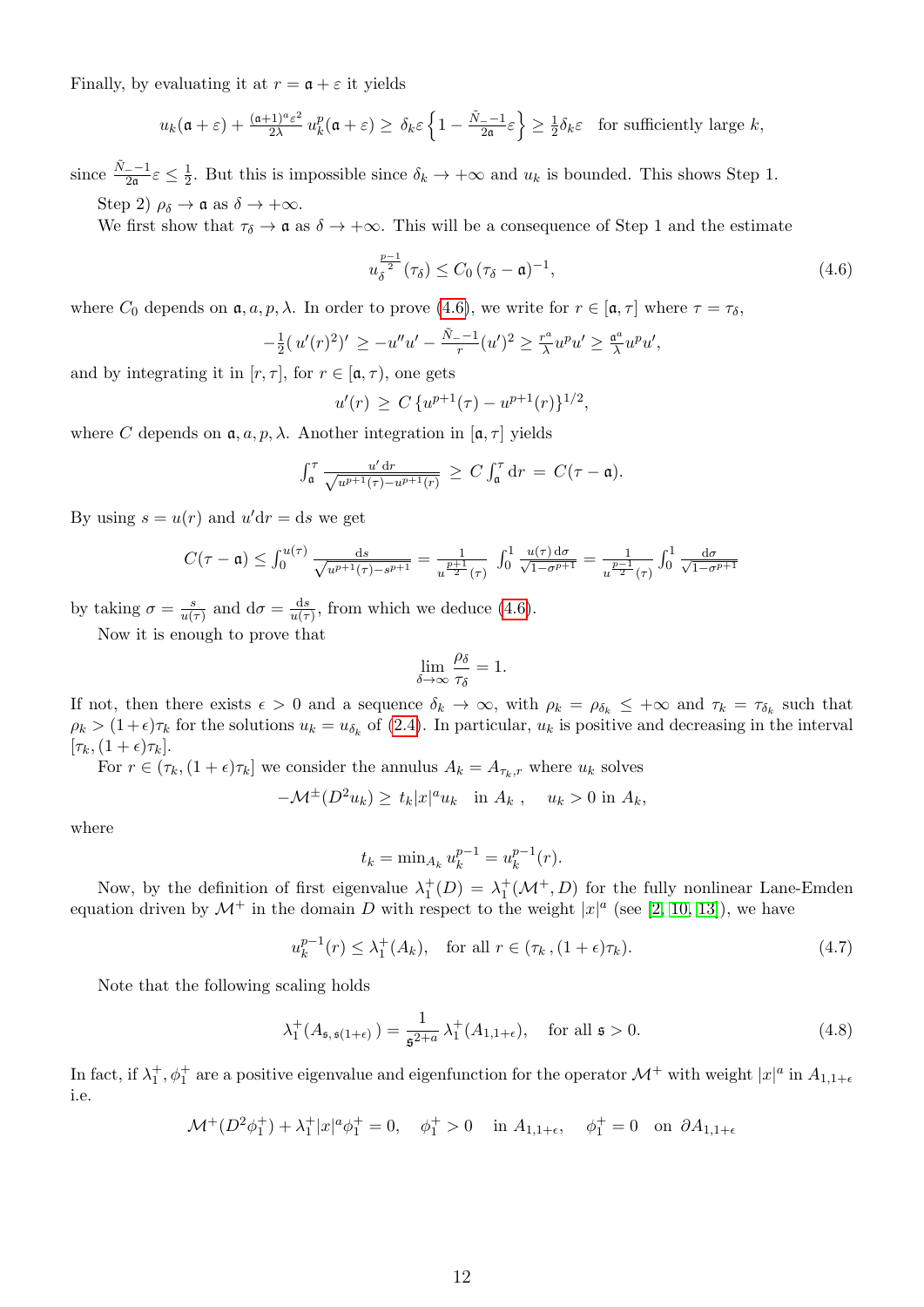Finally, by evaluating it at $r = \mathfrak{a} + \varepsilon$ it yields

$$u_k(\mathfrak{a}+\varepsilon) + \tfrac{(\mathfrak{a}+1)^a \varepsilon^2}{2\lambda}\, u_k^p(\mathfrak{a}+\varepsilon) \geq \delta_k \varepsilon \left\{1 - \tfrac{\tilde{N}_- - 1}{2\mathfrak{a}}\varepsilon\right\} \geq \tfrac{1}{2}\delta_k \varepsilon \quad \text{for sufficiently large } k,$$

since $\frac{\tilde{N}_- - 1}{2\mathfrak{a}}\varepsilon \leq \frac{1}{2}$. But this is impossible since $\delta_k \to +\infty$ and $u_k$ is bounded. This shows Step 1.

Step 2) $\rho_\delta \to \mathfrak{a}$ as $\delta \to +\infty$.

We first show that $\tau_\delta \to \mathfrak{a}$ as $\delta \to +\infty$. This will be a consequence of Step 1 and the estimate

$$u_\delta^{\frac{p-1}{2}}(\tau_\delta) \leq C_0\,(\tau_\delta - \mathfrak{a})^{-1}, \tag{4.6}$$

where $C_0$ depends on $\mathfrak{a}, a, p, \lambda$. In order to prove (4.6), we write for $r \in [\mathfrak{a}, \tau]$ where $\tau = \tau_\delta$,

$$-\tfrac{1}{2}(u'(r)^2)' \geq -u''u' - \tfrac{\tilde{N}_- - 1}{r}(u')^2 \geq \tfrac{r^a}{\lambda} u^p u' \geq \tfrac{\mathfrak{a}^a}{\lambda} u^p u',$$

and by integrating it in $[r, \tau]$, for $r \in [\mathfrak{a}, \tau)$, one gets

$$u'(r) \geq C\,\{u^{p+1}(\tau) - u^{p+1}(r)\}^{1/2},$$

where $C$ depends on $\mathfrak{a}, a, p, \lambda$. Another integration in $[\mathfrak{a}, \tau]$ yields

$$\int_{\mathfrak{a}}^{\tau} \tfrac{u'\,\mathrm{d}r}{\sqrt{u^{p+1}(\tau) - u^{p+1}(r)}} \geq C \int_{\mathfrak{a}}^{\tau} \mathrm{d}r = C(\tau - \mathfrak{a}).$$

By using $s = u(r)$ and $u'\mathrm{d}r = \mathrm{d}s$ we get

$$C(\tau - \mathfrak{a}) \leq \int_0^{u(\tau)} \tfrac{\mathrm{d}s}{\sqrt{u^{p+1}(\tau) - s^{p+1}}} = \tfrac{1}{u^{\frac{p+1}{2}}(\tau)} \int_0^1 \tfrac{u(\tau)\,\mathrm{d}\sigma}{\sqrt{1-\sigma^{p+1}}} = \tfrac{1}{u^{\frac{p-1}{2}}(\tau)} \int_0^1 \tfrac{\mathrm{d}\sigma}{\sqrt{1-\sigma^{p+1}}}$$

by taking $\sigma = \frac{s}{u(\tau)}$ and $\mathrm{d}\sigma = \frac{\mathrm{d}s}{u(\tau)}$, from which we deduce (4.6).

Now it is enough to prove that

$$\lim_{\delta \to \infty} \frac{\rho_\delta}{\tau_\delta} = 1.$$

If not, then there exists $\epsilon > 0$ and a sequence $\delta_k \to \infty$, with $\rho_k = \rho_{\delta_k} \leq +\infty$ and $\tau_k = \tau_{\delta_k}$ such that $\rho_k > (1+\epsilon)\tau_k$ for the solutions $u_k = u_{\delta_k}$ of (2.4). In particular, $u_k$ is positive and decreasing in the interval $[\tau_k, (1+\epsilon)\tau_k]$.

For $r \in (\tau_k, (1+\epsilon)\tau_k]$ we consider the annulus $A_k = A_{\tau_k, r}$ where $u_k$ solves

$$-\mathcal{M}^{\pm}(D^2 u_k) \geq t_k |x|^a u_k \quad \text{in } A_k\,, \quad u_k > 0 \text{ in } A_k,$$

where

$$t_k = \min_{A_k} u_k^{p-1} = u_k^{p-1}(r).$$

Now, by the definition of first eigenvalue $\lambda_1^+(D) = \lambda_1^+(\mathcal{M}^+, D)$ for the fully nonlinear Lane-Emden equation driven by $\mathcal{M}^+$ in the domain $D$ with respect to the weight $|x|^a$ (see [2, 10, 13]), we have

$$u_k^{p-1}(r) \leq \lambda_1^+(A_k), \quad \text{for all } r \in (\tau_k\,, (1+\epsilon)\tau_k). \tag{4.7}$$

Note that the following scaling holds

$$\lambda_1^+(A_{\mathfrak{s},\,\mathfrak{s}(1+\epsilon)}) = \frac{1}{\mathfrak{s}^{2+a}}\,\lambda_1^+(A_{1,1+\epsilon}), \quad \text{for all } \mathfrak{s} > 0. \tag{4.8}$$

In fact, if $\lambda_1^+, \phi_1^+$ are a positive eigenvalue and eigenfunction for the operator $\mathcal{M}^+$ with weight $|x|^a$ in $A_{1,1+\epsilon}$ i.e.

$$\mathcal{M}^+(D^2\phi_1^+) + \lambda_1^+ |x|^a \phi_1^+ = 0, \quad \phi_1^+ > 0 \quad \text{in } A_{1,1+\epsilon}, \quad \phi_1^+ = 0 \quad \text{on } \partial A_{1,1+\epsilon}$$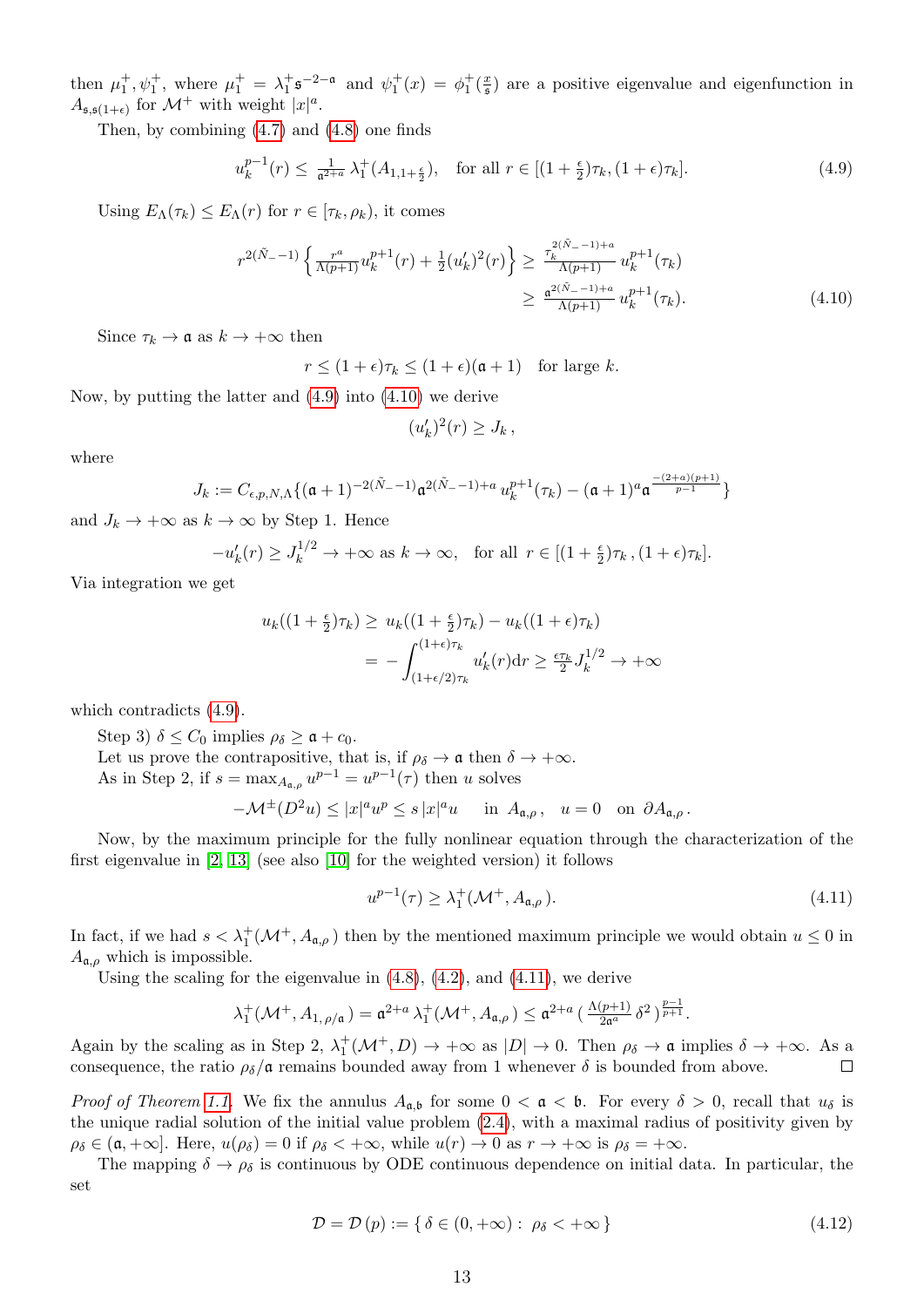then $\mu_1^+, \psi_1^+$, where $\mu_1^+ = \lambda_1^+ \mathfrak{s}^{-2-\mathfrak{a}}$ and $\psi_1^+(x) = \phi_1^+(\frac{x}{\mathfrak{s}})$ are a positive eigenvalue and eigenfunction in $A_{\mathfrak{s},\mathfrak{s}(1+\epsilon)}$ for $\mathcal{M}^+$ with weight $|x|^a$.

Then, by combining (4.7) and (4.8) one finds

$$u_k^{p-1}(r) \le \tfrac{1}{\mathfrak{a}^{2+a}}\, \lambda_1^+(A_{1,1+\frac{\epsilon}{2}}), \quad \text{for all } r \in [(1+\tfrac{\epsilon}{2})\tau_k, (1+\epsilon)\tau_k]. \tag{4.9}$$

Using $E_\Lambda(\tau_k) \le E_\Lambda(r)$ for $r \in [\tau_k, \rho_k)$, it comes

$$\begin{aligned} r^{2(\tilde{N}_- -1)} \left\{ \tfrac{r^a}{\Lambda(p+1)} u_k^{p+1}(r) + \tfrac{1}{2}(u_k')^2(r) \right\} &\ge \tfrac{\tau_k^{2(\tilde{N}_- -1)+a}}{\Lambda(p+1)}\, u_k^{p+1}(\tau_k) \\ &\ge \tfrac{\mathfrak{a}^{2(\tilde{N}_- -1)+a}}{\Lambda(p+1)}\, u_k^{p+1}(\tau_k). \end{aligned} \tag{4.10}$$

Since $\tau_k \to \mathfrak{a}$ as $k \to +\infty$ then

$$r \le (1+\epsilon)\tau_k \le (1+\epsilon)(\mathfrak{a}+1) \quad \text{for large } k.$$

Now, by putting the latter and (4.9) into (4.10) we derive

$$(u_k')^2(r) \ge J_k\,,$$

where

$$J_k := C_{\epsilon,p,N,\Lambda}\{(\mathfrak{a}+1)^{-2(\tilde{N}_- -1)}\mathfrak{a}^{2(\tilde{N}_- -1)+a}\, u_k^{p+1}(\tau_k) - (\mathfrak{a}+1)^a \mathfrak{a}^{\frac{-(2+a)(p+1)}{p-1}}\}$$

and $J_k \to +\infty$ as $k \to \infty$ by Step 1. Hence

$$-u_k'(r) \ge J_k^{1/2} \to +\infty \text{ as } k \to \infty, \quad \text{for all } r \in [(1+\tfrac{\epsilon}{2})\tau_k\,, (1+\epsilon)\tau_k].$$

Via integration we get

$$\begin{aligned} u_k((1+\tfrac{\epsilon}{2})\tau_k) &\ge u_k((1+\tfrac{\epsilon}{2})\tau_k) - u_k((1+\epsilon)\tau_k) \\ &= -\int_{(1+\epsilon/2)\tau_k}^{(1+\epsilon)\tau_k} u_k'(r)\mathrm{d}r \ge \tfrac{\epsilon\tau_k}{2} J_k^{1/2} \to +\infty \end{aligned}$$

which contradicts (4.9).

Step 3) $\delta \le C_0$ implies $\rho_\delta \ge \mathfrak{a} + c_0$.

Let us prove the contrapositive, that is, if $\rho_\delta \to \mathfrak{a}$ then $\delta \to +\infty$.

As in Step 2, if $s = \max_{A_{\mathfrak{a},\rho}} u^{p-1} = u^{p-1}(\tau)$ then $u$ solves

$$-\mathcal{M}^\pm(D^2u) \le |x|^a u^p \le s\,|x|^a u \quad \text{ in } A_{\mathfrak{a},\rho}\,, \quad u = 0 \quad \text{on } \partial A_{\mathfrak{a},\rho}\,.$$

Now, by the maximum principle for the fully nonlinear equation through the characterization of the first eigenvalue in [2, 13] (see also [10] for the weighted version) it follows

$$u^{p-1}(\tau) \ge \lambda_1^+(\mathcal{M}^+, A_{\mathfrak{a},\rho}). \tag{4.11}$$

In fact, if we had $s < \lambda_1^+(\mathcal{M}^+, A_{\mathfrak{a},\rho})$ then by the mentioned maximum principle we would obtain $u \le 0$ in $A_{\mathfrak{a},\rho}$ which is impossible.

Using the scaling for the eigenvalue in (4.8), (4.2), and (4.11), we derive

$$\lambda_1^+(\mathcal{M}^+, A_{1,\rho/\mathfrak{a}}) = \mathfrak{a}^{2+a}\, \lambda_1^+(\mathcal{M}^+, A_{\mathfrak{a},\rho}) \le \mathfrak{a}^{2+a}\, (\tfrac{\Lambda(p+1)}{2\mathfrak{a}^a}\, \delta^2\, )^{\frac{p-1}{p+1}}.$$

Again by the scaling as in Step 2, $\lambda_1^+(\mathcal{M}^+, D) \to +\infty$ as $|D| \to 0$. Then $\rho_\delta \to \mathfrak{a}$ implies $\delta \to +\infty$. As a consequence, the ratio $\rho_\delta/\mathfrak{a}$ remains bounded away from 1 whenever $\delta$ is bounded from above. ◻

*Proof of Theorem 1.1.* We fix the annulus $A_{\mathfrak{a},\mathfrak{b}}$ for some $0 < \mathfrak{a} < \mathfrak{b}$. For every $\delta > 0$, recall that $u_\delta$ is the unique radial solution of the initial value problem (2.4), with a maximal radius of positivity given by $\rho_\delta \in (\mathfrak{a}, +\infty]$. Here, $u(\rho_\delta) = 0$ if $\rho_\delta < +\infty$, while $u(r) \to 0$ as $r \to +\infty$ is $\rho_\delta = +\infty$.

The mapping $\delta \to \rho_\delta$ is continuous by ODE continuous dependence on initial data. In particular, the set

$$\mathcal{D} = \mathcal{D}\,(p) := \{\, \delta \in (0, +\infty) : \ \rho_\delta < +\infty \,\} \tag{4.12}$$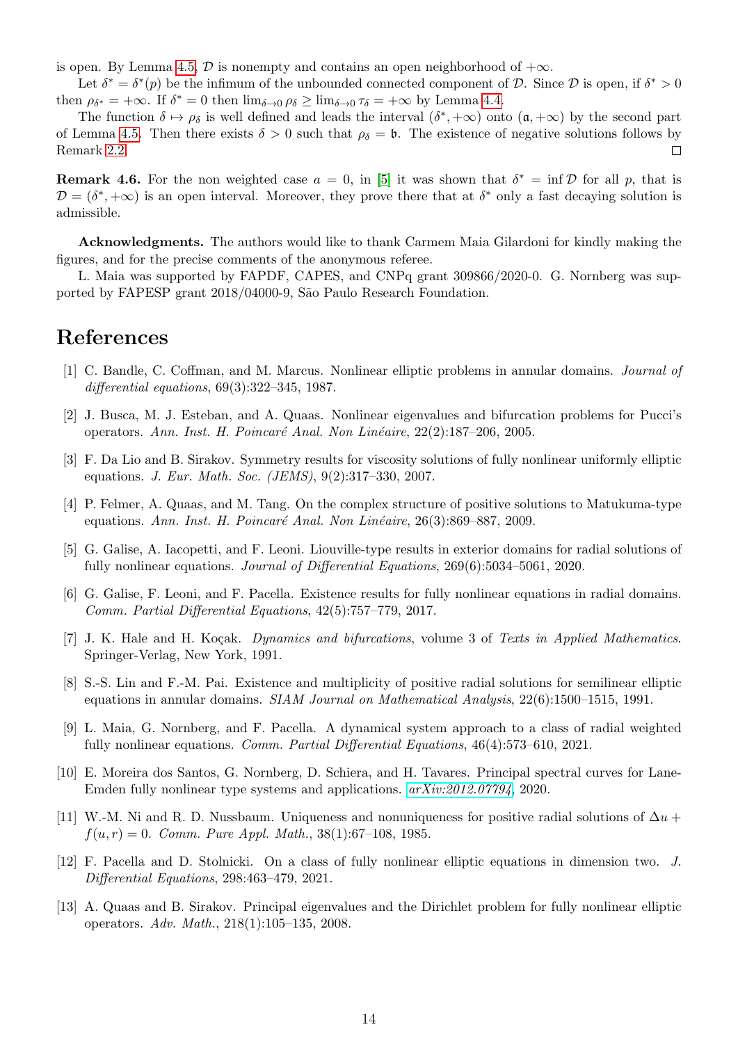is open. By Lemma 4.5, $\mathcal{D}$ is nonempty and contains an open neighborhood of $+\infty$.

Let $\delta^* = \delta^*(p)$ be the infimum of the unbounded connected component of $\mathcal{D}$. Since $\mathcal{D}$ is open, if $\delta^* > 0$ then $\rho_{\delta^*} = +\infty$. If $\delta^* = 0$ then $\lim_{\delta\to 0} \rho_\delta \geq \lim_{\delta\to 0} \tau_\delta = +\infty$ by Lemma 4.4.

The function $\delta \mapsto \rho_\delta$ is well defined and leads the interval $(\delta^*, +\infty)$ onto $(\mathfrak{a}, +\infty)$ by the second part of Lemma 4.5. Then there exists $\delta > 0$ such that $\rho_\delta = \mathfrak{b}$. The existence of negative solutions follows by Remark 2.2. $\square$

**Remark 4.6.** For the non weighted case $a = 0$, in [5] it was shown that $\delta^* = \inf \mathcal{D}$ for all $p$, that is $\mathcal{D} = (\delta^*, +\infty)$ is an open interval. Moreover, they prove there that at $\delta^*$ only a fast decaying solution is admissible.

**Acknowledgments.** The authors would like to thank Carmem Maia Gilardoni for kindly making the figures, and for the precise comments of the anonymous referee.

L. Maia was supported by FAPDF, CAPES, and CNPq grant 309866/2020-0. G. Nornberg was supported by FAPESP grant 2018/04000-9, São Paulo Research Foundation.

# References

[1] C. Bandle, C. Coffman, and M. Marcus. Nonlinear elliptic problems in annular domains. *Journal of differential equations*, 69(3):322–345, 1987.

[2] J. Busca, M. J. Esteban, and A. Quaas. Nonlinear eigenvalues and bifurcation problems for Pucci's operators. *Ann. Inst. H. Poincaré Anal. Non Linéaire*, 22(2):187–206, 2005.

[3] F. Da Lio and B. Sirakov. Symmetry results for viscosity solutions of fully nonlinear uniformly elliptic equations. *J. Eur. Math. Soc. (JEMS)*, 9(2):317–330, 2007.

[4] P. Felmer, A. Quaas, and M. Tang. On the complex structure of positive solutions to Matukuma-type equations. *Ann. Inst. H. Poincaré Anal. Non Linéaire*, 26(3):869–887, 2009.

[5] G. Galise, A. Iacopetti, and F. Leoni. Liouville-type results in exterior domains for radial solutions of fully nonlinear equations. *Journal of Differential Equations*, 269(6):5034–5061, 2020.

[6] G. Galise, F. Leoni, and F. Pacella. Existence results for fully nonlinear equations in radial domains. *Comm. Partial Differential Equations*, 42(5):757–779, 2017.

[7] J. K. Hale and H. Koçak. *Dynamics and bifurcations*, volume 3 of *Texts in Applied Mathematics*. Springer-Verlag, New York, 1991.

[8] S.-S. Lin and F.-M. Pai. Existence and multiplicity of positive radial solutions for semilinear elliptic equations in annular domains. *SIAM Journal on Mathematical Analysis*, 22(6):1500–1515, 1991.

[9] L. Maia, G. Nornberg, and F. Pacella. A dynamical system approach to a class of radial weighted fully nonlinear equations. *Comm. Partial Differential Equations*, 46(4):573–610, 2021.

[10] E. Moreira dos Santos, G. Nornberg, D. Schiera, and H. Tavares. Principal spectral curves for Lane-Emden fully nonlinear type systems and applications. *arXiv:2012.07794*, 2020.

[11] W.-M. Ni and R. D. Nussbaum. Uniqueness and nonuniqueness for positive radial solutions of $\Delta u + f(u, r) = 0$. *Comm. Pure Appl. Math.*, 38(1):67–108, 1985.

[12] F. Pacella and D. Stolnicki. On a class of fully nonlinear elliptic equations in dimension two. *J. Differential Equations*, 298:463–479, 2021.

[13] A. Quaas and B. Sirakov. Principal eigenvalues and the Dirichlet problem for fully nonlinear elliptic operators. *Adv. Math.*, 218(1):105–135, 2008.